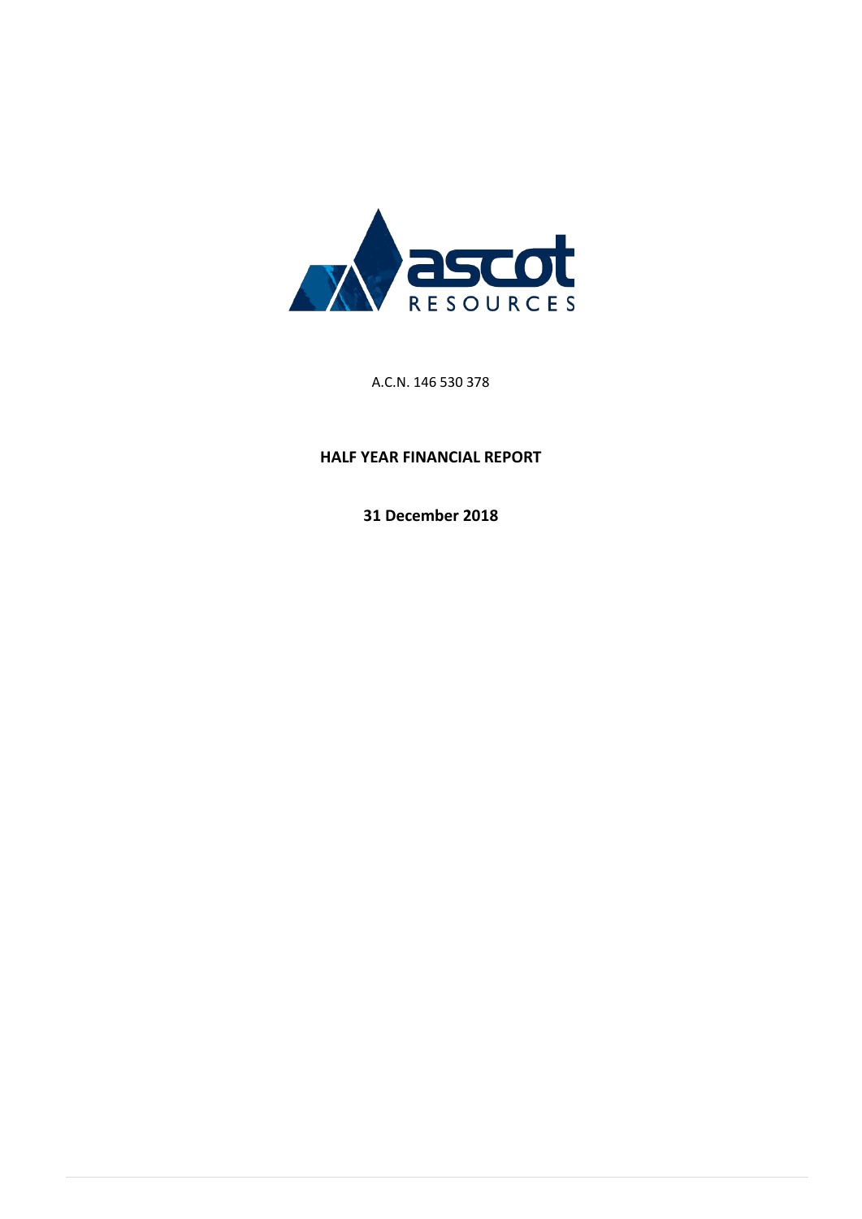ascot RESOURCES

A.C.N. 146 530 378

**HALF YEAR FINANCIAL REPORT**

**31 December 2018**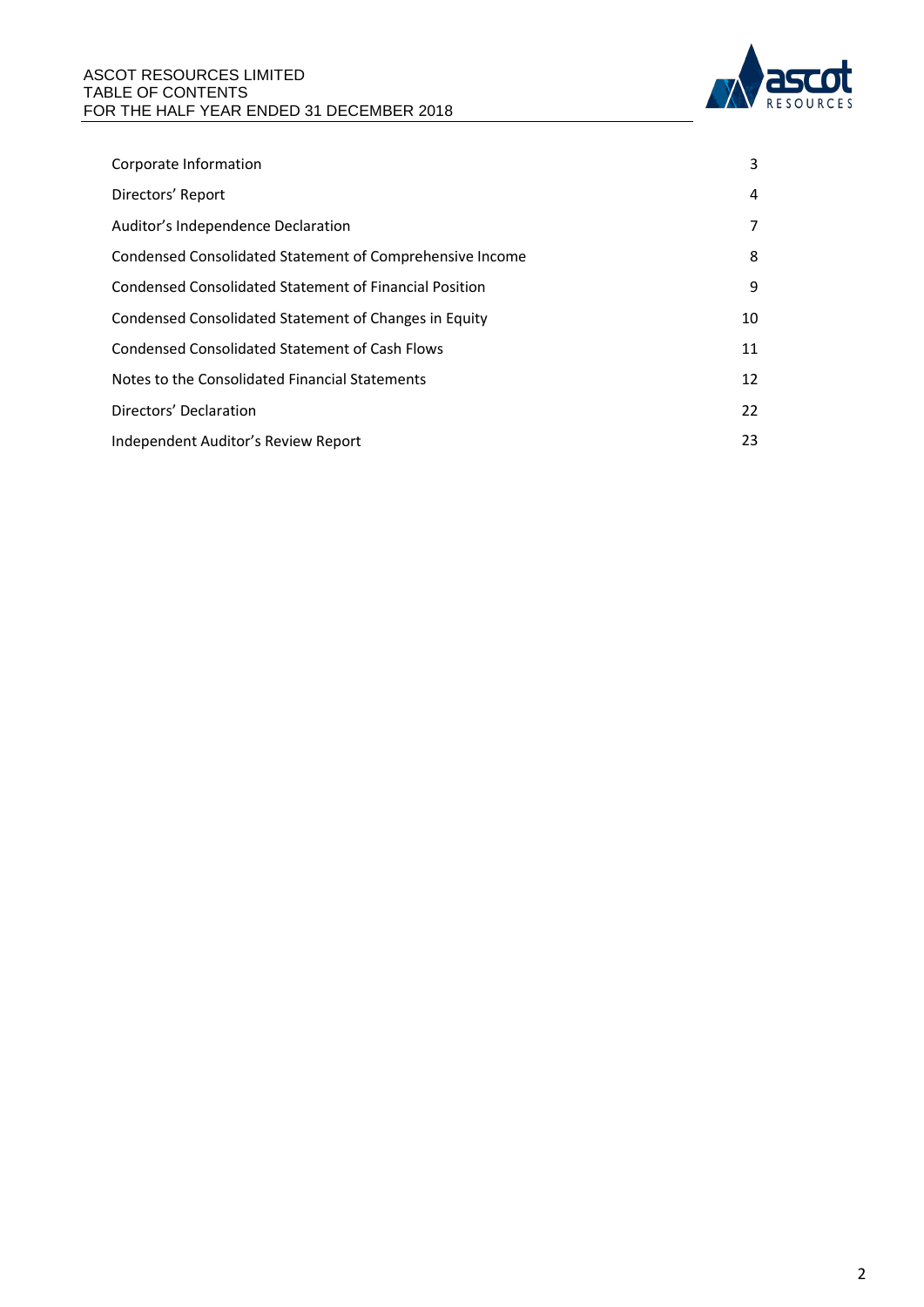| | |
|---|---|
| Corporate Information | 3 |
| Directors' Report | 4 |
| Auditor's Independence Declaration | 7 |
| Condensed Consolidated Statement of Comprehensive Income | 8 |
| Condensed Consolidated Statement of Financial Position | 9 |
| Condensed Consolidated Statement of Changes in Equity | 10 |
| Condensed Consolidated Statement of Cash Flows | 11 |
| Notes to the Consolidated Financial Statements | 12 |
| Directors' Declaration | 22 |
| Independent Auditor's Review Report | 23 |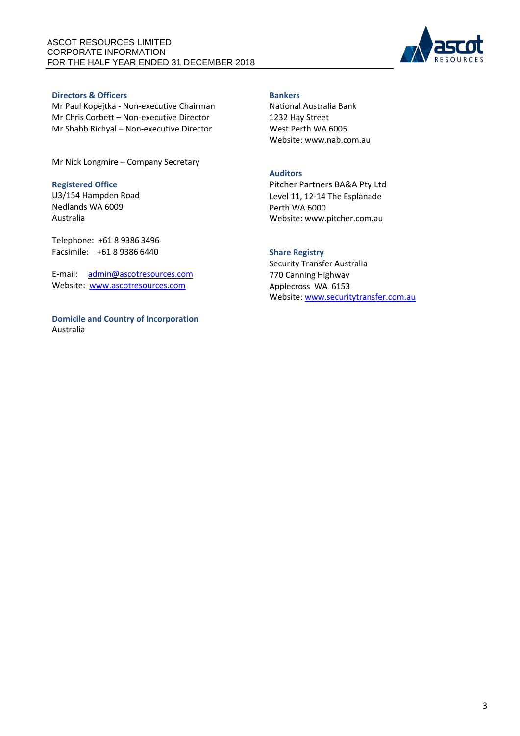# ASCOT RESOURCES LIMITED
## CORPORATE INFORMATION
### FOR THE HALF YEAR ENDED 31 DECEMBER 2018

**Directors & Officers**

Mr Paul Kopejtka - Non-executive Chairman
Mr Chris Corbett – Non-executive Director
Mr Shahb Richyal – Non-executive Director

Mr Nick Longmire – Company Secretary

**Registered Office**

U3/154 Hampden Road
Nedlands WA 6009
Australia

Telephone: +61 8 9386 3496
Facsimile: +61 8 9386 6440

E-mail: admin@ascotresources.com
Website: www.ascotresources.com

**Domicile and Country of Incorporation**

Australia

**Bankers**

National Australia Bank
1232 Hay Street
West Perth WA 6005
Website: www.nab.com.au

**Auditors**

Pitcher Partners BA&A Pty Ltd
Level 11, 12-14 The Esplanade
Perth WA 6000
Website: www.pitcher.com.au

**Share Registry**

Security Transfer Australia
770 Canning Highway
Applecross WA 6153
Website: www.securitytransfer.com.au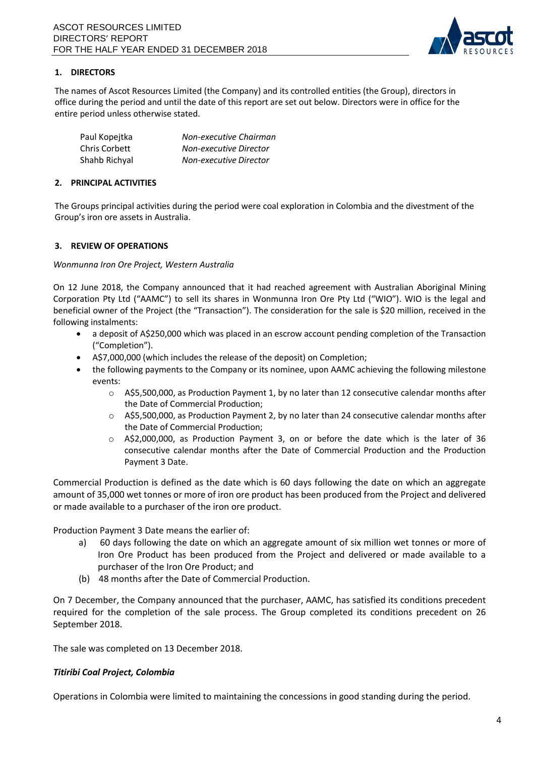## 1. DIRECTORS

The names of Ascot Resources Limited (the Company) and its controlled entities (the Group), directors in office during the period and until the date of this report are set out below. Directors were in office for the entire period unless otherwise stated.

| | |
|---|---|
| Paul Kopejtka | *Non-executive Chairman* |
| Chris Corbett | *Non-executive Director* |
| Shahb Richyal | *Non-executive Director* |

## 2. PRINCIPAL ACTIVITIES

The Groups principal activities during the period were coal exploration in Colombia and the divestment of the Group's iron ore assets in Australia.

## 3. REVIEW OF OPERATIONS

*Wonmunna Iron Ore Project, Western Australia*

On 12 June 2018, the Company announced that it had reached agreement with Australian Aboriginal Mining Corporation Pty Ltd ("AAMC") to sell its shares in Wonmunna Iron Ore Pty Ltd ("WIO"). WIO is the legal and beneficial owner of the Project (the "Transaction"). The consideration for the sale is $20 million, received in the following instalments:

- a deposit of A$250,000 which was placed in an escrow account pending completion of the Transaction ("Completion").
- A$7,000,000 (which includes the release of the deposit) on Completion;
- the following payments to the Company or its nominee, upon AAMC achieving the following milestone events:
    - A$5,500,000, as Production Payment 1, by no later than 12 consecutive calendar months after the Date of Commercial Production;
    - A$5,500,000, as Production Payment 2, by no later than 24 consecutive calendar months after the Date of Commercial Production;
    - A$2,000,000, as Production Payment 3, on or before the date which is the later of 36 consecutive calendar months after the Date of Commercial Production and the Production Payment 3 Date.

Commercial Production is defined as the date which is 60 days following the date on which an aggregate amount of 35,000 wet tonnes or more of iron ore product has been produced from the Project and delivered or made available to a purchaser of the iron ore product.

Production Payment 3 Date means the earlier of:

a) 60 days following the date on which an aggregate amount of six million wet tonnes or more of Iron Ore Product has been produced from the Project and delivered or made available to a purchaser of the Iron Ore Product; and

(b) 48 months after the Date of Commercial Production.

On 7 December, the Company announced that the purchaser, AAMC, has satisfied its conditions precedent required for the completion of the sale process. The Group completed its conditions precedent on 26 September 2018.

The sale was completed on 13 December 2018.

***Titiribi Coal Project, Colombia***

Operations in Colombia were limited to maintaining the concessions in good standing during the period.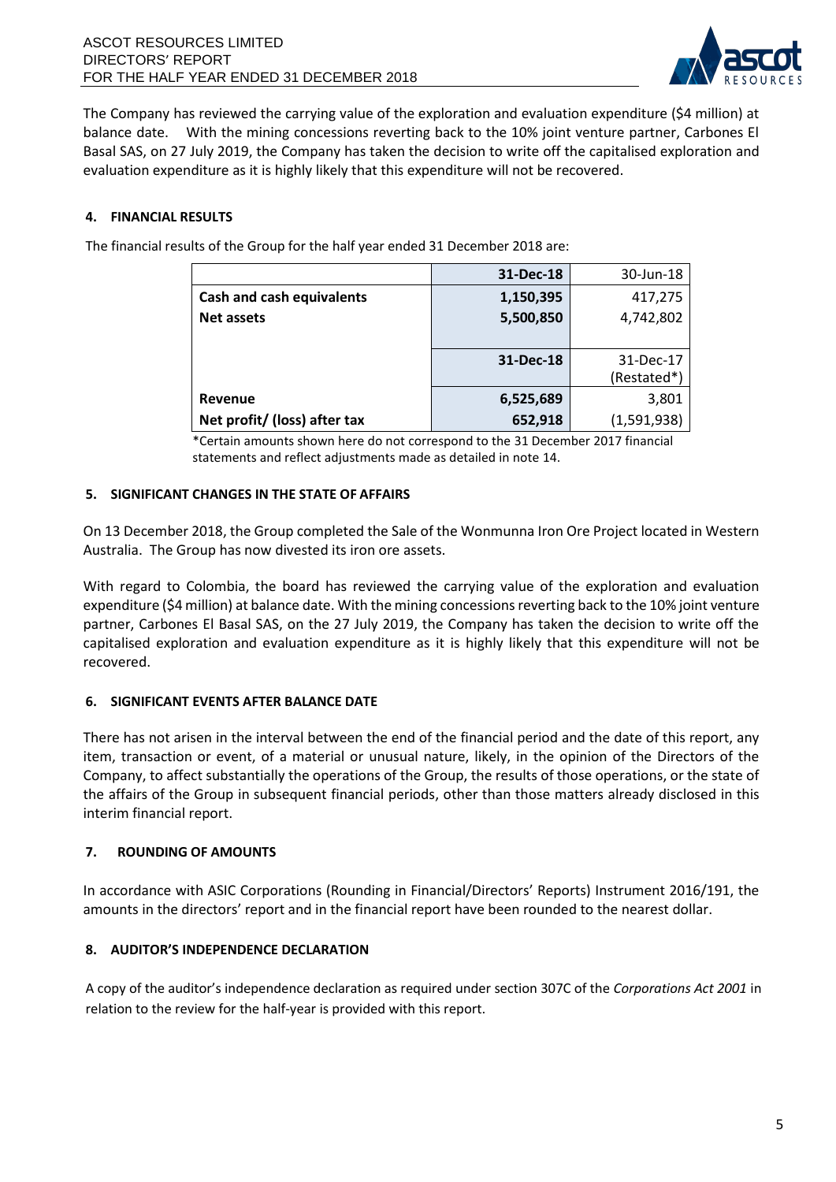The Company has reviewed the carrying value of the exploration and evaluation expenditure ($4 million) at balance date. With the mining concessions reverting back to the 10% joint venture partner, Carbones El Basal SAS, on 27 July 2019, the Company has taken the decision to write off the capitalised exploration and evaluation expenditure as it is highly likely that this expenditure will not be recovered.

## 4. FINANCIAL RESULTS

The financial results of the Group for the half year ended 31 December 2018 are:

| | 31-Dec-18 | 30-Jun-18 |
|---|---|---|
| **Cash and cash equivalents** | **1,150,395** | 417,275 |
| **Net assets** | **5,500,850** | 4,742,802 |
| | **31-Dec-18** | 31-Dec-17 (Restated*) |
| **Revenue** | **6,525,689** | 3,801 |
| **Net profit/ (loss) after tax** | **652,918** | (1,591,938) |

*Certain amounts shown here do not correspond to the 31 December 2017 financial statements and reflect adjustments made as detailed in note 14.

## 5. SIGNIFICANT CHANGES IN THE STATE OF AFFAIRS

On 13 December 2018, the Group completed the Sale of the Wonmunna Iron Ore Project located in Western Australia. The Group has now divested its iron ore assets.

With regard to Colombia, the board has reviewed the carrying value of the exploration and evaluation expenditure ($4 million) at balance date. With the mining concessions reverting back to the 10% joint venture partner, Carbones El Basal SAS, on the 27 July 2019, the Company has taken the decision to write off the capitalised exploration and evaluation expenditure as it is highly likely that this expenditure will not be recovered.

## 6. SIGNIFICANT EVENTS AFTER BALANCE DATE

There has not arisen in the interval between the end of the financial period and the date of this report, any item, transaction or event, of a material or unusual nature, likely, in the opinion of the Directors of the Company, to affect substantially the operations of the Group, the results of those operations, or the state of the affairs of the Group in subsequent financial periods, other than those matters already disclosed in this interim financial report.

## 7. ROUNDING OF AMOUNTS

In accordance with ASIC Corporations (Rounding in Financial/Directors' Reports) Instrument 2016/191, the amounts in the directors' report and in the financial report have been rounded to the nearest dollar.

## 8. AUDITOR'S INDEPENDENCE DECLARATION

A copy of the auditor's independence declaration as required under section 307C of the *Corporations Act 2001* in relation to the review for the half-year is provided with this report.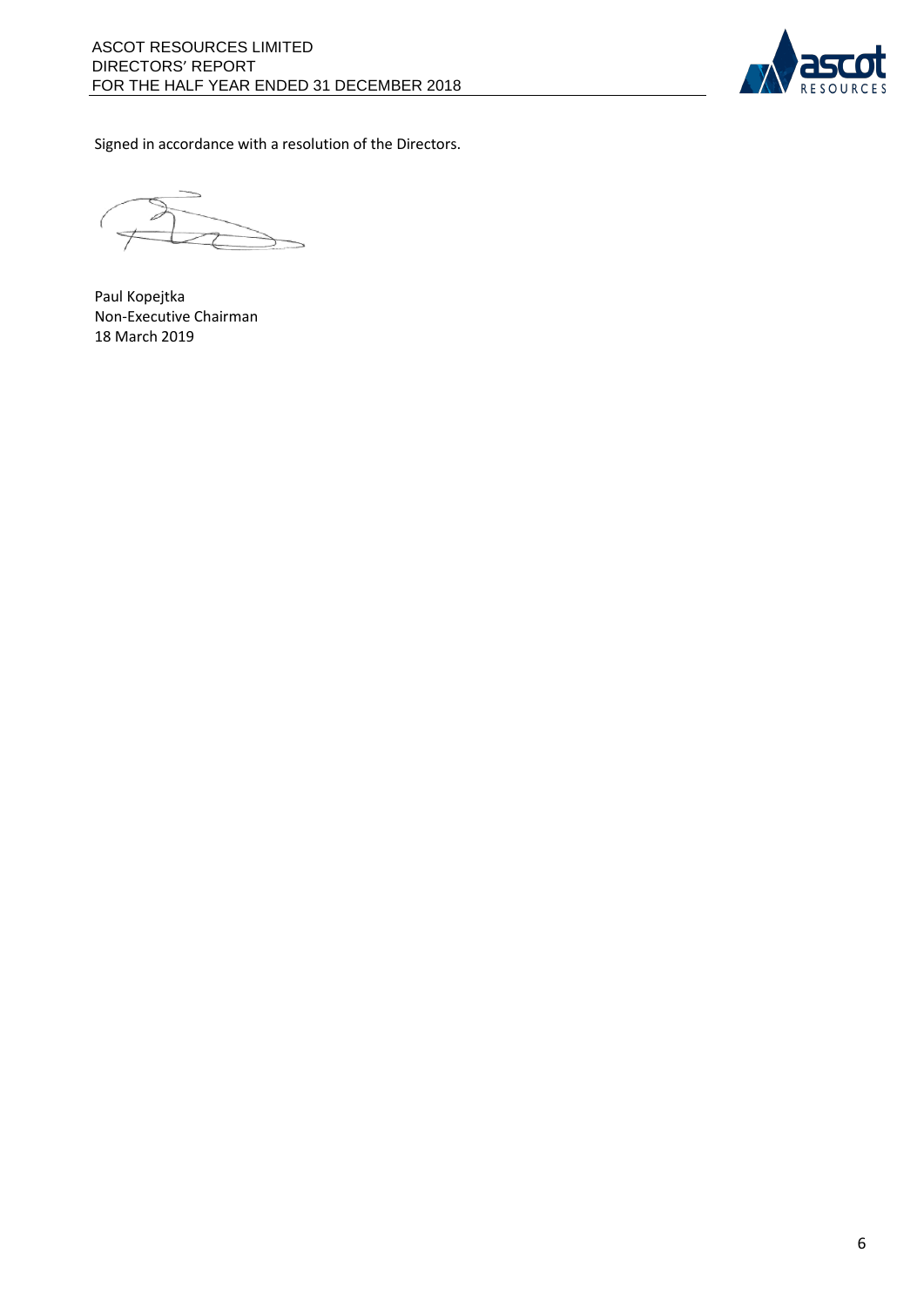Signed in accordance with a resolution of the Directors.

Paul Kopejtka
Non-Executive Chairman
18 March 2019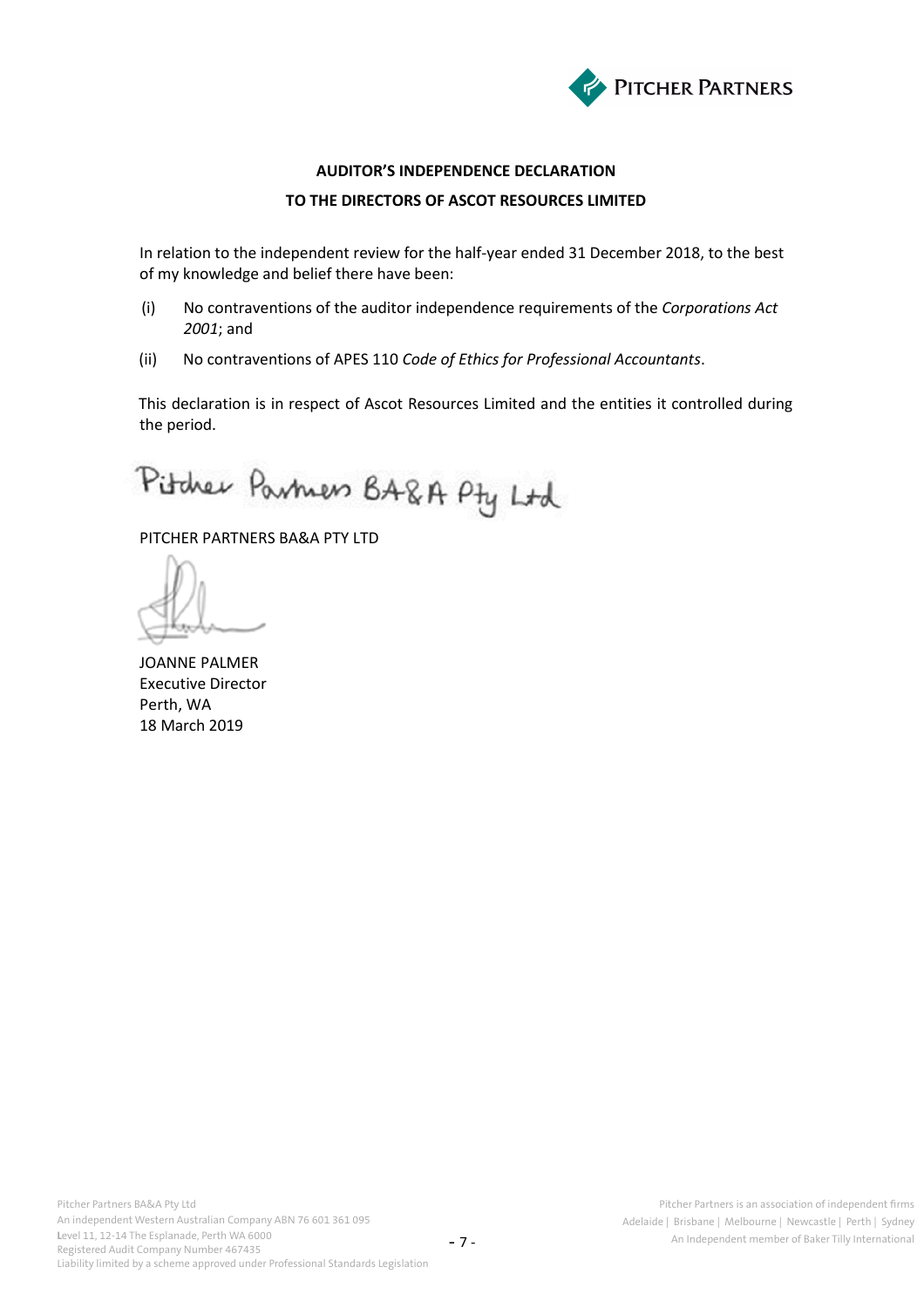**AUDITOR'S INDEPENDENCE DECLARATION**

**TO THE DIRECTORS OF ASCOT RESOURCES LIMITED**

In relation to the independent review for the half-year ended 31 December 2018, to the best of my knowledge and belief there have been:

(i) No contraventions of the auditor independence requirements of the *Corporations Act 2001*; and

(ii) No contraventions of APES 110 *Code of Ethics for Professional Accountants*.

This declaration is in respect of Ascot Resources Limited and the entities it controlled during the period.

Pitcher Partners BA&A Pty Ltd

PITCHER PARTNERS BA&A PTY LTD

JOANNE PALMER
Executive Director
Perth, WA
18 March 2019

Pitcher Partners BA&A Pty Ltd
An independent Western Australian Company ABN 76 601 361 095
Level 11, 12-14 The Esplanade, Perth WA 6000
Registered Audit Company Number 467435
Liability limited by a scheme approved under Professional Standards Legislation

Pitcher Partners is an association of independent firms
Adelaide | Brisbane | Melbourne | Newcastle | Perth | Sydney
An Independent member of Baker Tilly International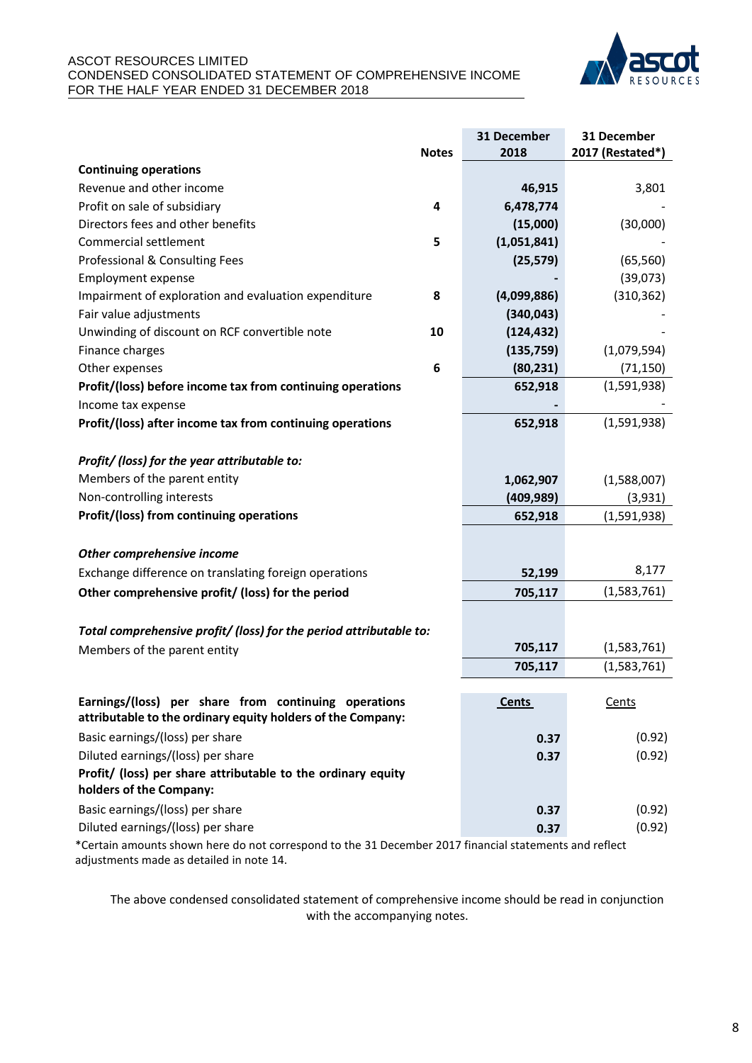ASCOT RESOURCES LIMITED
CONDENSED CONSOLIDATED STATEMENT OF COMPREHENSIVE INCOME
FOR THE HALF YEAR ENDED 31 DECEMBER 2018

| | Notes | 31 December 2018 | 31 December 2017 (Restated*) |
|---|---|---|---|
| **Continuing operations** | | | |
| Revenue and other income | | **46,915** | 3,801 |
| Profit on sale of subsidiary | 4 | **6,478,774** | - |
| Directors fees and other benefits | | **(15,000)** | (30,000) |
| Commercial settlement | 5 | **(1,051,841)** | |
| Professional & Consulting Fees | | **(25,579)** | (65,560) |
| Employment expense | | **-** | (39,073) |
| Impairment of exploration and evaluation expenditure | 8 | **(4,099,886)** | (310,362) |
| Fair value adjustments | | **(340,043)** | - |
| Unwinding of discount on RCF convertible note | 10 | **(124,432)** | - |
| Finance charges | | **(135,759)** | (1,079,594) |
| Other expenses | 6 | **(80,231)** | (71,150) |
| **Profit/(loss) before income tax from continuing operations** | | **652,918** | (1,591,938) |
| Income tax expense | | **-** | - |
| **Profit/(loss) after income tax from continuing operations** | | **652,918** | (1,591,938) |
| | | | |
| ***Profit/ (loss) for the year attributable to:*** | | | |
| Members of the parent entity | | **1,062,907** | (1,588,007) |
| Non-controlling interests | | **(409,989)** | (3,931) |
| **Profit/(loss) from continuing operations** | | **652,918** | (1,591,938) |
| | | | |
| ***Other comprehensive income*** | | | |
| Exchange difference on translating foreign operations | | **52,199** | 8,177 |
| **Other comprehensive profit/ (loss) for the period** | | **705,117** | (1,583,761) |
| | | | |
| ***Total comprehensive profit/ (loss) for the period attributable to:*** | | | |
| Members of the parent entity | | **705,117** | (1,583,761) |
| | | **705,117** | (1,583,761) |
| | | | |
| **Earnings/(loss) per share from continuing operations attributable to the ordinary equity holders of the Company:** | | **Cents** | Cents |
| Basic earnings/(loss) per share | | **0.37** | (0.92) |
| Diluted earnings/(loss) per share | | **0.37** | (0.92) |
| **Profit/ (loss) per share attributable to the ordinary equity holders of the Company:** | | | |
| Basic earnings/(loss) per share | | **0.37** | (0.92) |
| Diluted earnings/(loss) per share | | **0.37** | (0.92) |

*Certain amounts shown here do not correspond to the 31 December 2017 financial statements and reflect adjustments made as detailed in note 14.

The above condensed consolidated statement of comprehensive income should be read in conjunction with the accompanying notes.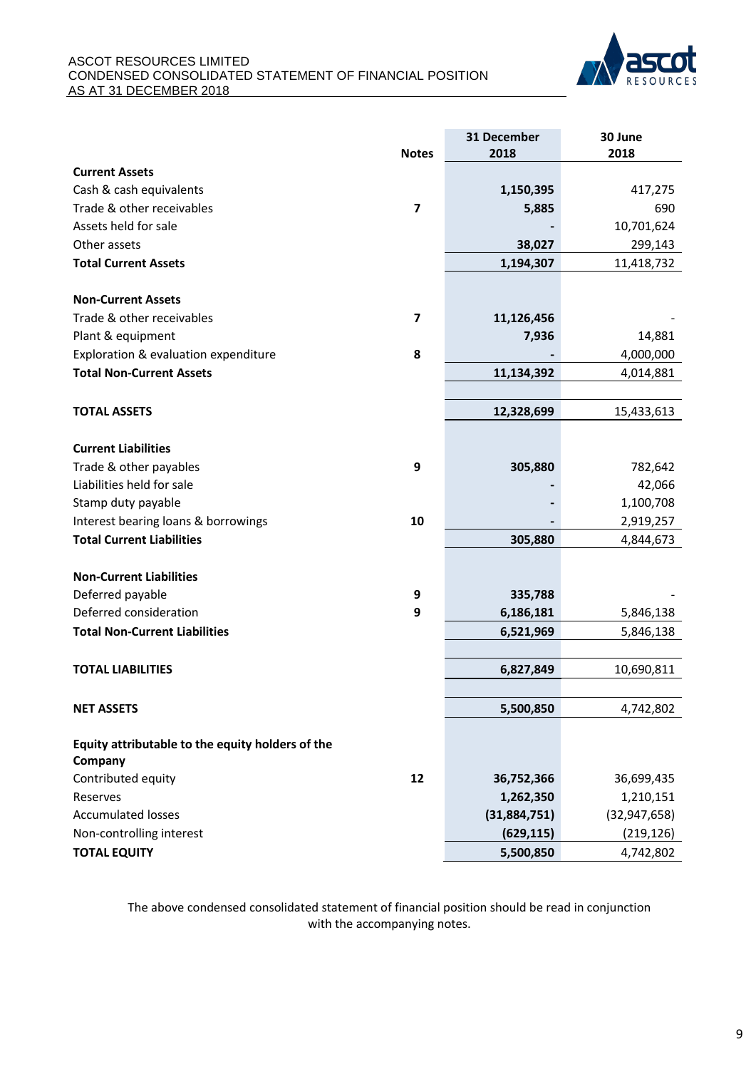ASCOT RESOURCES LIMITED
CONDENSED CONSOLIDATED STATEMENT OF FINANCIAL POSITION
AS AT 31 DECEMBER 2018

| | Notes | 31 December 2018 | 30 June 2018 |
|---|---|---|---|
| **Current Assets** | | | |
| Cash & cash equivalents | | **1,150,395** | 417,275 |
| Trade & other receivables | **7** | **5,885** | 690 |
| Assets held for sale | | **-** | 10,701,624 |
| Other assets | | **38,027** | 299,143 |
| **Total Current Assets** | | **1,194,307** | 11,418,732 |
| | | | |
| **Non-Current Assets** | | | |
| Trade & other receivables | **7** | **11,126,456** | - |
| Plant & equipment | | **7,936** | 14,881 |
| Exploration & evaluation expenditure | **8** | **-** | 4,000,000 |
| **Total Non-Current Assets** | | **11,134,392** | 4,014,881 |
| | | | |
| **TOTAL ASSETS** | | **12,328,699** | 15,433,613 |
| | | | |
| **Current Liabilities** | | | |
| Trade & other payables | **9** | **305,880** | 782,642 |
| Liabilities held for sale | | **-** | 42,066 |
| Stamp duty payable | | **-** | 1,100,708 |
| Interest bearing loans & borrowings | **10** | **-** | 2,919,257 |
| **Total Current Liabilities** | | **305,880** | 4,844,673 |
| | | | |
| **Non-Current Liabilities** | | | |
| Deferred payable | **9** | **335,788** | - |
| Deferred consideration | **9** | **6,186,181** | 5,846,138 |
| **Total Non-Current Liabilities** | | **6,521,969** | 5,846,138 |
| | | | |
| **TOTAL LIABILITIES** | | **6,827,849** | 10,690,811 |
| | | | |
| **NET ASSETS** | | **5,500,850** | 4,742,802 |
| | | | |
| **Equity attributable to the equity holders of the Company** | | | |
| Contributed equity | **12** | **36,752,366** | 36,699,435 |
| Reserves | | **1,262,350** | 1,210,151 |
| Accumulated losses | | **(31,884,751)** | (32,947,658) |
| Non-controlling interest | | **(629,115)** | (219,126) |
| **TOTAL EQUITY** | | **5,500,850** | 4,742,802 |

The above condensed consolidated statement of financial position should be read in conjunction with the accompanying notes.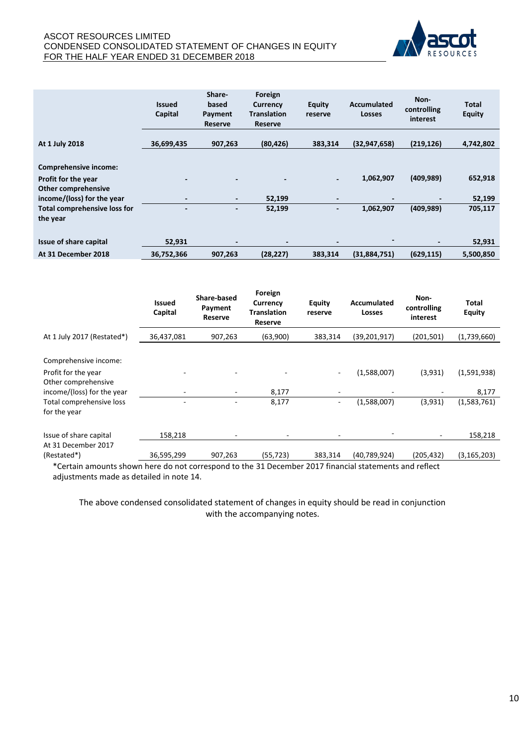ASCOT RESOURCES LIMITED
CONDENSED CONSOLIDATED STATEMENT OF CHANGES IN EQUITY
FOR THE HALF YEAR ENDED 31 DECEMBER 2018

| | Issued Capital | Share-based Payment Reserve | Foreign Currency Translation Reserve | Equity reserve | Accumulated Losses | Non-controlling interest | Total Equity |
|---|---|---|---|---|---|---|---|
| **At 1 July 2018** | **36,699,435** | **907,263** | **(80,426)** | **383,314** | **(32,947,658)** | **(219,126)** | **4,742,802** |
| **Comprehensive income:** | | | | | | | |
| **Profit for the year** | **-** | **-** | **-** | **-** | **1,062,907** | **(409,989)** | **652,918** |
| **Other comprehensive income/(loss) for the year** | **-** | **-** | **52,199** | **-** | **-** | **-** | **52,199** |
| **Total comprehensive loss for the year** | **-** | **-** | **52,199** | **-** | **1,062,907** | **(409,989)** | **705,117** |
| **Issue of share capital** | **52,931** | **-** | **-** | **-** | **-** | **-** | **52,931** |
| **At 31 December 2018** | **36,752,366** | **907,263** | **(28,227)** | **383,314** | **(31,884,751)** | **(629,115)** | **5,500,850** |

| | Issued Capital | Share-based Payment Reserve | Foreign Currency Translation Reserve | Equity reserve | Accumulated Losses | Non-controlling interest | Total Equity |
|---|---|---|---|---|---|---|---|
| At 1 July 2017 (Restated*) | 36,437,081 | 907,263 | (63,900) | 383,314 | (39,201,917) | (201,501) | (1,739,660) |
| Comprehensive income: | | | | | | | |
| Profit for the year | - | - | - | - | (1,588,007) | (3,931) | (1,591,938) |
| Other comprehensive income/(loss) for the year | - | - | 8,177 | - | - | - | 8,177 |
| Total comprehensive loss for the year | - | - | 8,177 | - | (1,588,007) | (3,931) | (1,583,761) |
| Issue of share capital | 158,218 | - | - | - | - | - | 158,218 |
| At 31 December 2017 (Restated*) | 36,595,299 | 907,263 | (55,723) | 383,314 | (40,789,924) | (205,432) | (3,165,203) |

*Certain amounts shown here do not correspond to the 31 December 2017 financial statements and reflect adjustments made as detailed in note 14.

The above condensed consolidated statement of changes in equity should be read in conjunction with the accompanying notes.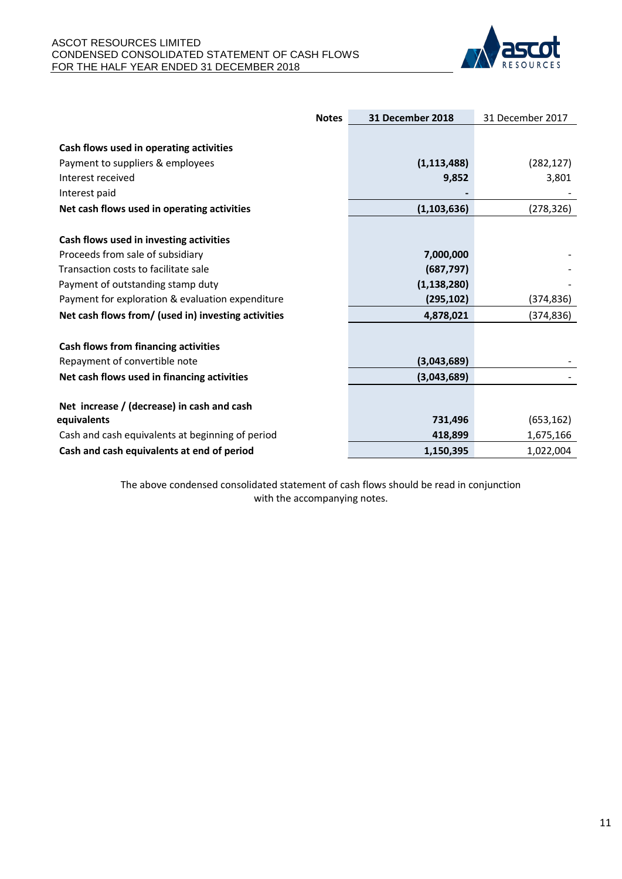ASCOT RESOURCES LIMITED
CONDENSED CONSOLIDATED STATEMENT OF CASH FLOWS
FOR THE HALF YEAR ENDED 31 DECEMBER 2018

| | Notes | 31 December 2018 | 31 December 2017 |
|---|---|---|---|
| **Cash flows used in operating activities** | | | |
| Payment to suppliers & employees | | **(1,113,488)** | (282,127) |
| Interest received | | **9,852** | 3,801 |
| Interest paid | | **-** | - |
| **Net cash flows used in operating activities** | | **(1,103,636)** | (278,326) |
| **Cash flows used in investing activities** | | | |
| Proceeds from sale of subsidiary | | **7,000,000** | - |
| Transaction costs to facilitate sale | | **(687,797)** | - |
| Payment of outstanding stamp duty | | **(1,138,280)** | - |
| Payment for exploration & evaluation expenditure | | **(295,102)** | (374,836) |
| **Net cash flows from/ (used in) investing activities** | | **4,878,021** | (374,836) |
| **Cash flows from financing activities** | | | |
| Repayment of convertible note | | **(3,043,689)** | - |
| **Net cash flows used in financing activities** | | **(3,043,689)** | - |
| **Net increase / (decrease) in cash and cash equivalents** | | **731,496** | (653,162) |
| Cash and cash equivalents at beginning of period | | **418,899** | 1,675,166 |
| **Cash and cash equivalents at end of period** | | **1,150,395** | 1,022,004 |

The above condensed consolidated statement of cash flows should be read in conjunction with the accompanying notes.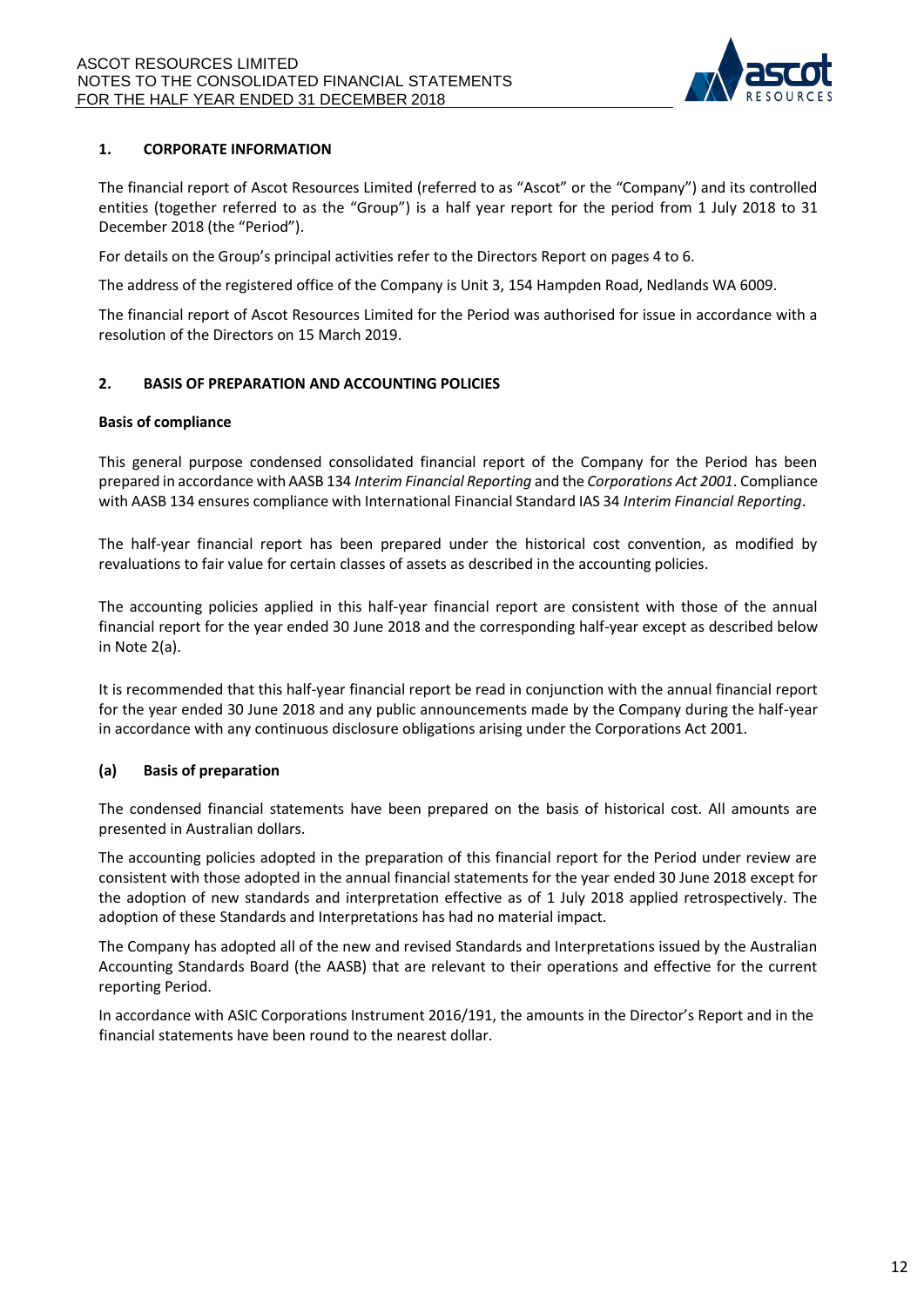## 1. CORPORATE INFORMATION

The financial report of Ascot Resources Limited (referred to as "Ascot" or the "Company") and its controlled entities (together referred to as the "Group") is a half year report for the period from 1 July 2018 to 31 December 2018 (the "Period").

For details on the Group's principal activities refer to the Directors Report on pages 4 to 6.

The address of the registered office of the Company is Unit 3, 154 Hampden Road, Nedlands WA 6009.

The financial report of Ascot Resources Limited for the Period was authorised for issue in accordance with a resolution of the Directors on 15 March 2019.

## 2. BASIS OF PREPARATION AND ACCOUNTING POLICIES

**Basis of compliance**

This general purpose condensed consolidated financial report of the Company for the Period has been prepared in accordance with AASB 134 *Interim Financial Reporting* and the *Corporations Act 2001*. Compliance with AASB 134 ensures compliance with International Financial Standard IAS 34 *Interim Financial Reporting*.

The half-year financial report has been prepared under the historical cost convention, as modified by revaluations to fair value for certain classes of assets as described in the accounting policies.

The accounting policies applied in this half-year financial report are consistent with those of the annual financial report for the year ended 30 June 2018 and the corresponding half-year except as described below in Note 2(a).

It is recommended that this half-year financial report be read in conjunction with the annual financial report for the year ended 30 June 2018 and any public announcements made by the Company during the half-year in accordance with any continuous disclosure obligations arising under the Corporations Act 2001.

### (a) Basis of preparation

The condensed financial statements have been prepared on the basis of historical cost. All amounts are presented in Australian dollars.

The accounting policies adopted in the preparation of this financial report for the Period under review are consistent with those adopted in the annual financial statements for the year ended 30 June 2018 except for the adoption of new standards and interpretation effective as of 1 July 2018 applied retrospectively. The adoption of these Standards and Interpretations has had no material impact.

The Company has adopted all of the new and revised Standards and Interpretations issued by the Australian Accounting Standards Board (the AASB) that are relevant to their operations and effective for the current reporting Period.

In accordance with ASIC Corporations Instrument 2016/191, the amounts in the Director's Report and in the financial statements have been round to the nearest dollar.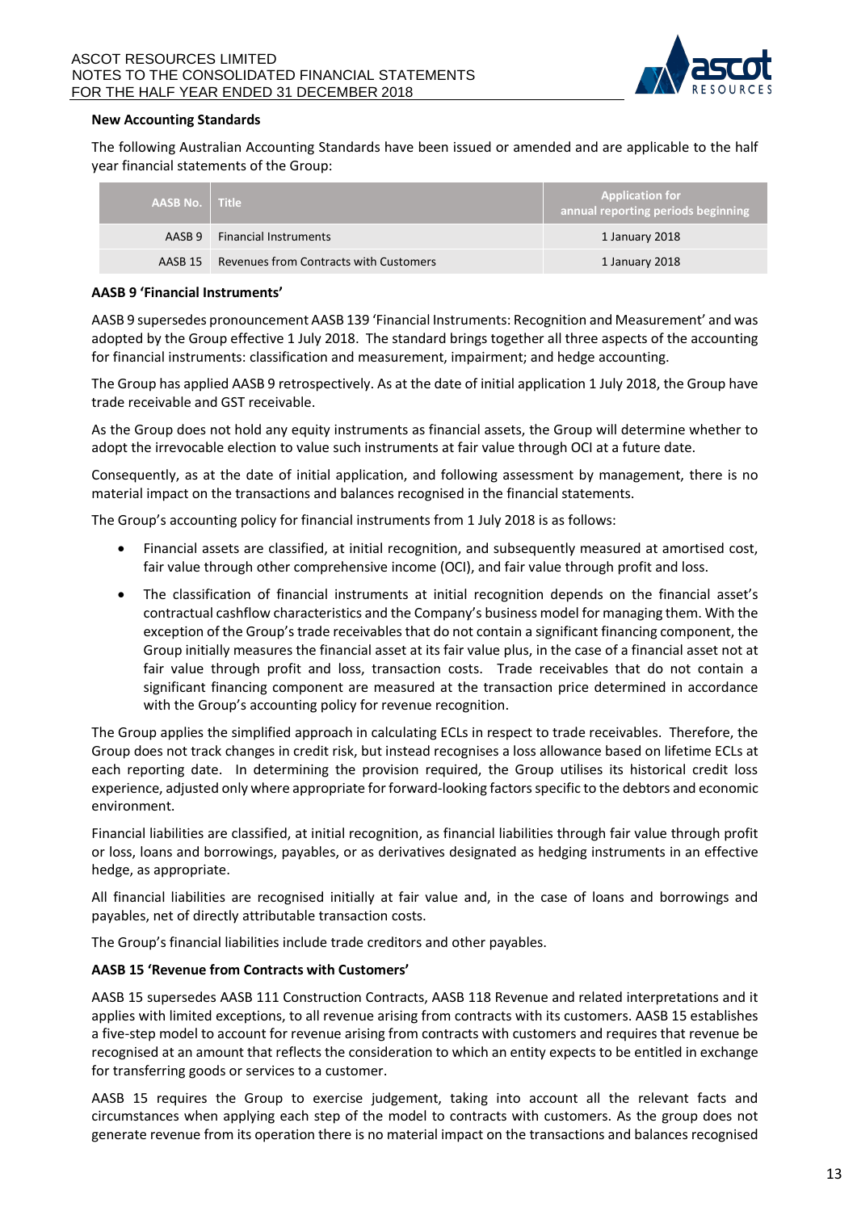**New Accounting Standards**

The following Australian Accounting Standards have been issued or amended and are applicable to the half year financial statements of the Group:

| AASB No. | Title | Application for annual reporting periods beginning |
|---|---|---|
| AASB 9 | Financial Instruments | 1 January 2018 |
| AASB 15 | Revenues from Contracts with Customers | 1 January 2018 |

**AASB 9 'Financial Instruments'**

AASB 9 supersedes pronouncement AASB 139 'Financial Instruments: Recognition and Measurement' and was adopted by the Group effective 1 July 2018. The standard brings together all three aspects of the accounting for financial instruments: classification and measurement, impairment; and hedge accounting.

The Group has applied AASB 9 retrospectively. As at the date of initial application 1 July 2018, the Group have trade receivable and GST receivable.

As the Group does not hold any equity instruments as financial assets, the Group will determine whether to adopt the irrevocable election to value such instruments at fair value through OCI at a future date.

Consequently, as at the date of initial application, and following assessment by management, there is no material impact on the transactions and balances recognised in the financial statements.

The Group's accounting policy for financial instruments from 1 July 2018 is as follows:

- Financial assets are classified, at initial recognition, and subsequently measured at amortised cost, fair value through other comprehensive income (OCI), and fair value through profit and loss.
- The classification of financial instruments at initial recognition depends on the financial asset's contractual cashflow characteristics and the Company's business model for managing them. With the exception of the Group's trade receivables that do not contain a significant financing component, the Group initially measures the financial asset at its fair value plus, in the case of a financial asset not at fair value through profit and loss, transaction costs. Trade receivables that do not contain a significant financing component are measured at the transaction price determined in accordance with the Group's accounting policy for revenue recognition.

The Group applies the simplified approach in calculating ECLs in respect to trade receivables. Therefore, the Group does not track changes in credit risk, but instead recognises a loss allowance based on lifetime ECLs at each reporting date. In determining the provision required, the Group utilises its historical credit loss experience, adjusted only where appropriate for forward-looking factors specific to the debtors and economic environment.

Financial liabilities are classified, at initial recognition, as financial liabilities through fair value through profit or loss, loans and borrowings, payables, or as derivatives designated as hedging instruments in an effective hedge, as appropriate.

All financial liabilities are recognised initially at fair value and, in the case of loans and borrowings and payables, net of directly attributable transaction costs.

The Group's financial liabilities include trade creditors and other payables.

**AASB 15 'Revenue from Contracts with Customers'**

AASB 15 supersedes AASB 111 Construction Contracts, AASB 118 Revenue and related interpretations and it applies with limited exceptions, to all revenue arising from contracts with its customers. AASB 15 establishes a five-step model to account for revenue arising from contracts with customers and requires that revenue be recognised at an amount that reflects the consideration to which an entity expects to be entitled in exchange for transferring goods or services to a customer.

AASB 15 requires the Group to exercise judgement, taking into account all the relevant facts and circumstances when applying each step of the model to contracts with customers. As the group does not generate revenue from its operation there is no material impact on the transactions and balances recognised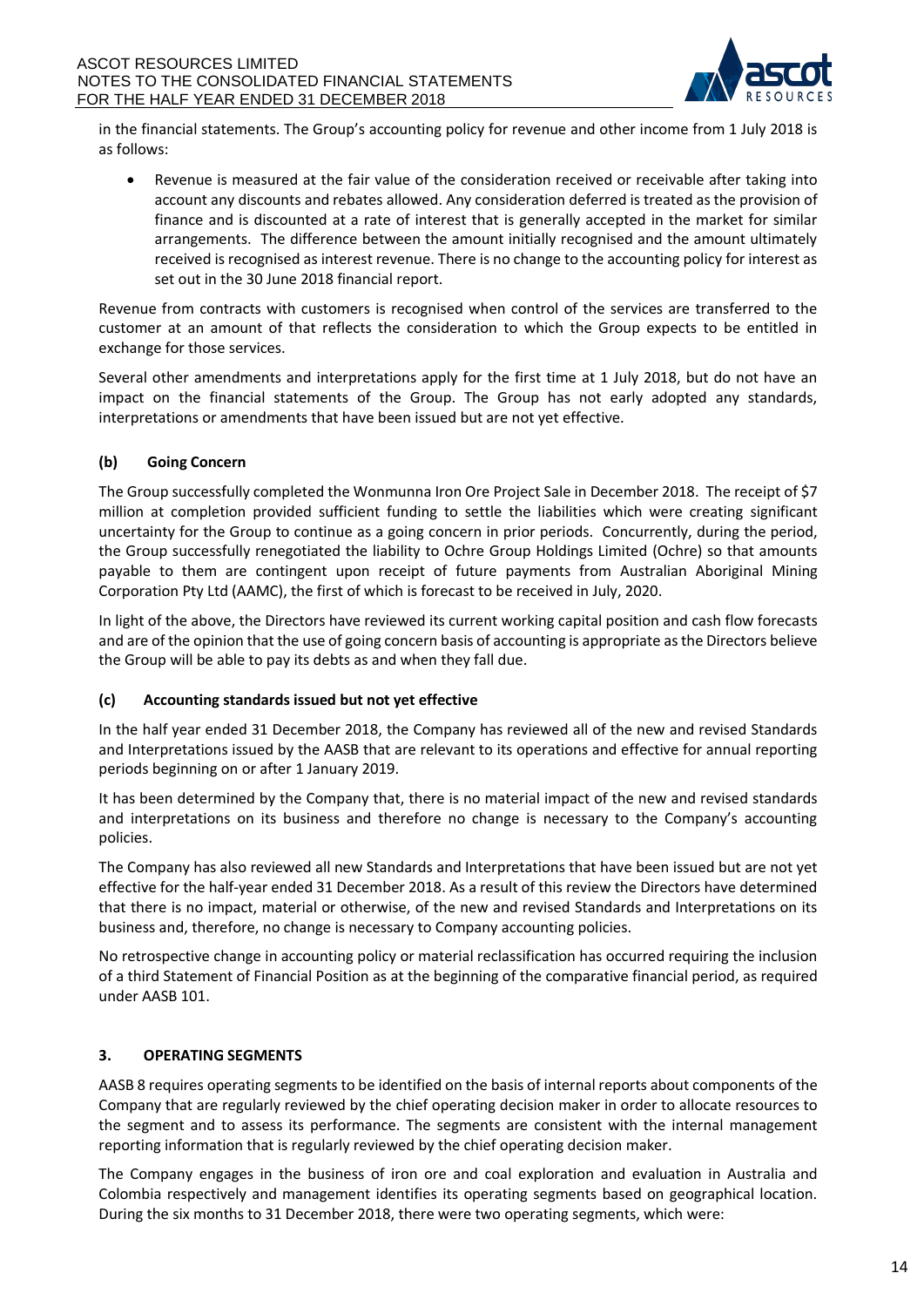in the financial statements. The Group's accounting policy for revenue and other income from 1 July 2018 is as follows:

- Revenue is measured at the fair value of the consideration received or receivable after taking into account any discounts and rebates allowed. Any consideration deferred is treated as the provision of finance and is discounted at a rate of interest that is generally accepted in the market for similar arrangements. The difference between the amount initially recognised and the amount ultimately received is recognised as interest revenue. There is no change to the accounting policy for interest as set out in the 30 June 2018 financial report.

Revenue from contracts with customers is recognised when control of the services are transferred to the customer at an amount of that reflects the consideration to which the Group expects to be entitled in exchange for those services.

Several other amendments and interpretations apply for the first time at 1 July 2018, but do not have an impact on the financial statements of the Group. The Group has not early adopted any standards, interpretations or amendments that have been issued but are not yet effective.

### (b) Going Concern

The Group successfully completed the Wonmunna Iron Ore Project Sale in December 2018. The receipt of $7 million at completion provided sufficient funding to settle the liabilities which were creating significant uncertainty for the Group to continue as a going concern in prior periods. Concurrently, during the period, the Group successfully renegotiated the liability to Ochre Group Holdings Limited (Ochre) so that amounts payable to them are contingent upon receipt of future payments from Australian Aboriginal Mining Corporation Pty Ltd (AAMC), the first of which is forecast to be received in July, 2020.

In light of the above, the Directors have reviewed its current working capital position and cash flow forecasts and are of the opinion that the use of going concern basis of accounting is appropriate as the Directors believe the Group will be able to pay its debts as and when they fall due.

### (c) Accounting standards issued but not yet effective

In the half year ended 31 December 2018, the Company has reviewed all of the new and revised Standards and Interpretations issued by the AASB that are relevant to its operations and effective for annual reporting periods beginning on or after 1 January 2019.

It has been determined by the Company that, there is no material impact of the new and revised standards and interpretations on its business and therefore no change is necessary to the Company's accounting policies.

The Company has also reviewed all new Standards and Interpretations that have been issued but are not yet effective for the half-year ended 31 December 2018. As a result of this review the Directors have determined that there is no impact, material or otherwise, of the new and revised Standards and Interpretations on its business and, therefore, no change is necessary to Company accounting policies.

No retrospective change in accounting policy or material reclassification has occurred requiring the inclusion of a third Statement of Financial Position as at the beginning of the comparative financial period, as required under AASB 101.

## 3. OPERATING SEGMENTS

AASB 8 requires operating segments to be identified on the basis of internal reports about components of the Company that are regularly reviewed by the chief operating decision maker in order to allocate resources to the segment and to assess its performance. The segments are consistent with the internal management reporting information that is regularly reviewed by the chief operating decision maker.

The Company engages in the business of iron ore and coal exploration and evaluation in Australia and Colombia respectively and management identifies its operating segments based on geographical location. During the six months to 31 December 2018, there were two operating segments, which were: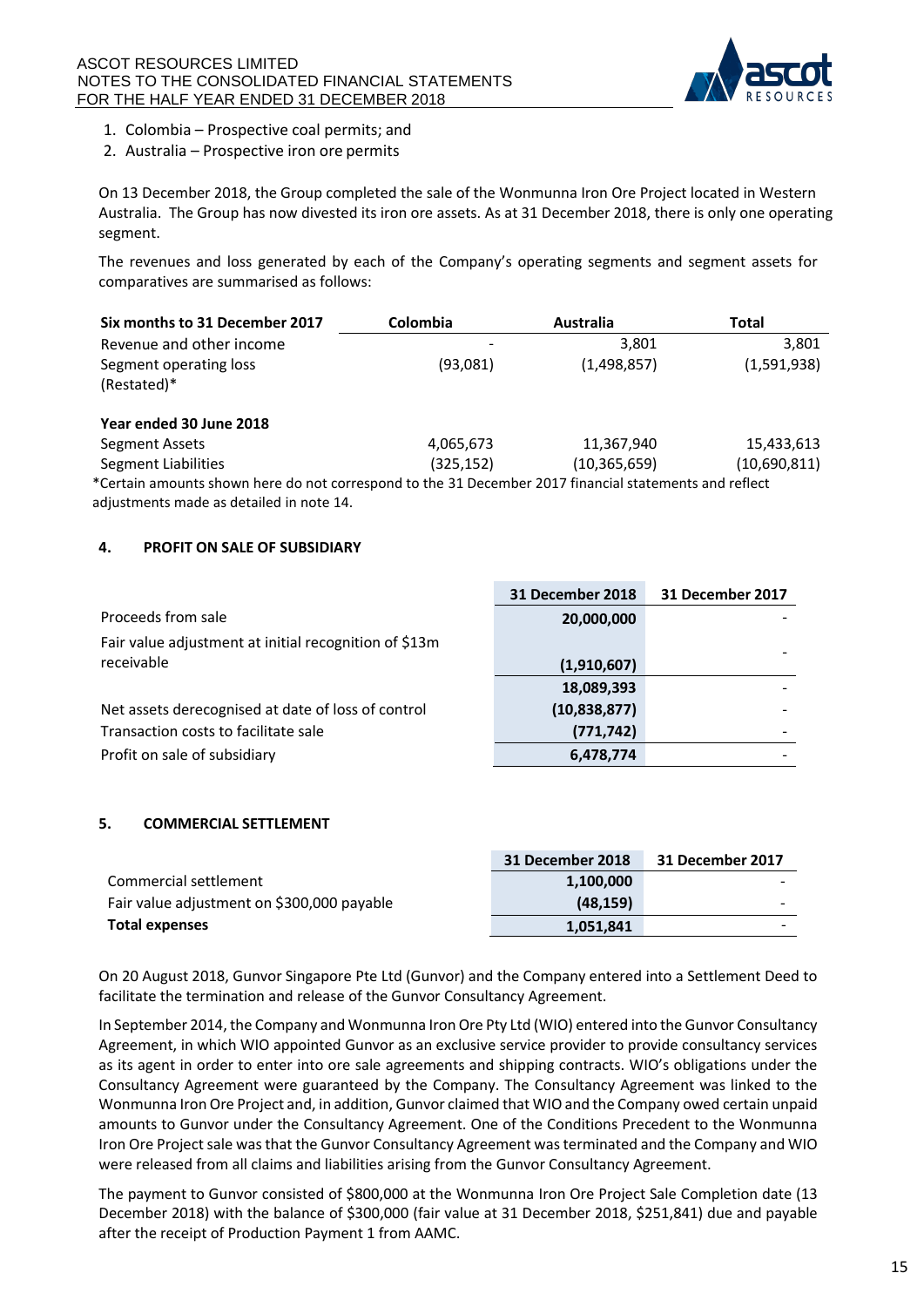1. Colombia – Prospective coal permits; and
2. Australia – Prospective iron ore permits

On 13 December 2018, the Group completed the sale of the Wonmunna Iron Ore Project located in Western Australia. The Group has now divested its iron ore assets. As at 31 December 2018, there is only one operating segment.

The revenues and loss generated by each of the Company's operating segments and segment assets for comparatives are summarised as follows:

| **Six months to 31 December 2017** | **Colombia** | **Australia** | **Total** |
|---|---|---|---|
| Revenue and other income | - | 3,801 | 3,801 |
| Segment operating loss (Restated)* | (93,081) | (1,498,857) | (1,591,938) |
| | | | |
| **Year ended 30 June 2018** | | | |
| Segment Assets | 4,065,673 | 11,367,940 | 15,433,613 |
| Segment Liabilities | (325,152) | (10,365,659) | (10,690,811) |

*Certain amounts shown here do not correspond to the 31 December 2017 financial statements and reflect adjustments made as detailed in note 14.

#### 4. PROFIT ON SALE OF SUBSIDIARY

| | **31 December 2018** | **31 December 2017** |
|---|---|---|
| Proceeds from sale | **20,000,000** | - |
| Fair value adjustment at initial recognition of $13m receivable | **(1,910,607)** | - |
| | **18,089,393** | - |
| Net assets derecognised at date of loss of control | **(10,838,877)** | - |
| Transaction costs to facilitate sale | **(771,742)** | - |
| Profit on sale of subsidiary | **6,478,774** | - |

#### 5. COMMERCIAL SETTLEMENT

| | **31 December 2018** | **31 December 2017** |
|---|---|---|
| Commercial settlement | **1,100,000** | - |
| Fair value adjustment on $300,000 payable | **(48,159)** | - |
| **Total expenses** | **1,051,841** | - |

On 20 August 2018, Gunvor Singapore Pte Ltd (Gunvor) and the Company entered into a Settlement Deed to facilitate the termination and release of the Gunvor Consultancy Agreement.

In September 2014, the Company and Wonmunna Iron Ore Pty Ltd (WIO) entered into the Gunvor Consultancy Agreement, in which WIO appointed Gunvor as an exclusive service provider to provide consultancy services as its agent in order to enter into ore sale agreements and shipping contracts. WIO's obligations under the Consultancy Agreement were guaranteed by the Company. The Consultancy Agreement was linked to the Wonmunna Iron Ore Project and, in addition, Gunvor claimed that WIO and the Company owed certain unpaid amounts to Gunvor under the Consultancy Agreement. One of the Conditions Precedent to the Wonmunna Iron Ore Project sale was that the Gunvor Consultancy Agreement was terminated and the Company and WIO were released from all claims and liabilities arising from the Gunvor Consultancy Agreement.

The payment to Gunvor consisted of $800,000 at the Wonmunna Iron Ore Project Sale Completion date (13 December 2018) with the balance of $300,000 (fair value at 31 December 2018, $251,841) due and payable after the receipt of Production Payment 1 from AAMC.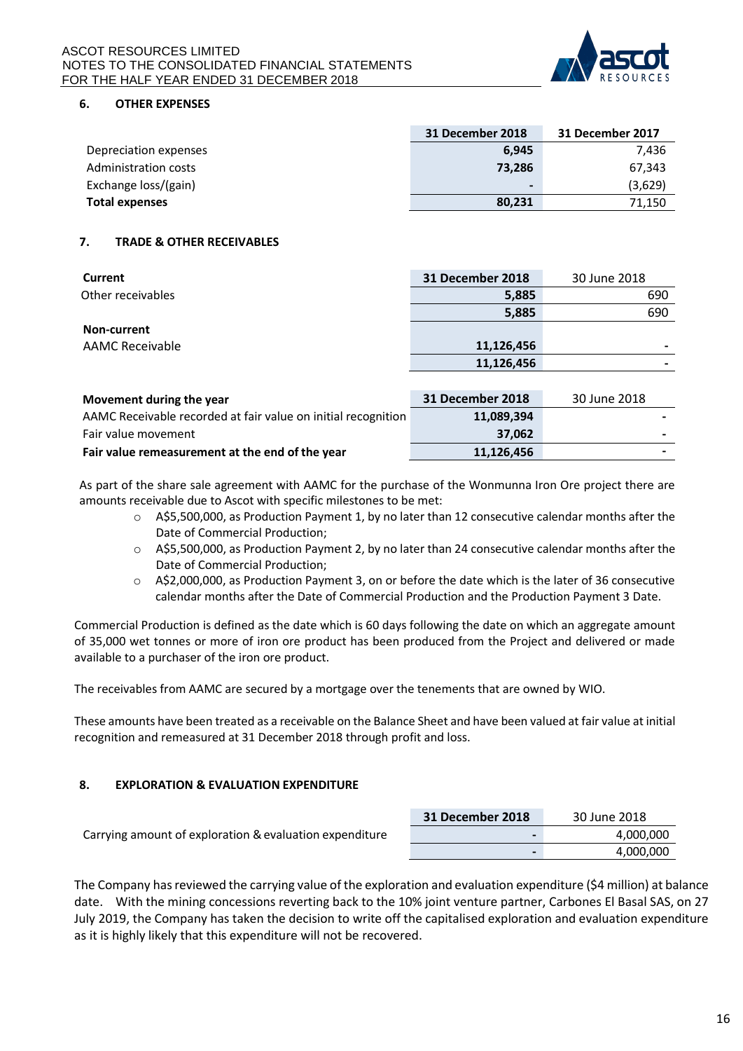## 6. OTHER EXPENSES

| | 31 December 2018 | 31 December 2017 |
|---|---|---|
| Depreciation expenses | 6,945 | 7,436 |
| Administration costs | 73,286 | 67,343 |
| Exchange loss/(gain) | - | (3,629) |
| **Total expenses** | **80,231** | 71,150 |

## 7. TRADE & OTHER RECEIVABLES

| | 31 December 2018 | 30 June 2018 |
|---|---|---|
| **Current** | | |
| Other receivables | 5,885 | 690 |
| | 5,885 | 690 |
| **Non-current** | | |
| AAMC Receivable | 11,126,456 | - |
| | 11,126,456 | - |

| **Movement during the year** | 31 December 2018 | 30 June 2018 |
|---|---|---|
| AAMC Receivable recorded at fair value on initial recognition | 11,089,394 | - |
| Fair value movement | 37,062 | - |
| **Fair value remeasurement at the end of the year** | **11,126,456** | - |

As part of the share sale agreement with AAMC for the purchase of the Wonmunna Iron Ore project there are amounts receivable due to Ascot with specific milestones to be met:

- A$5,500,000, as Production Payment 1, by no later than 12 consecutive calendar months after the Date of Commercial Production;
- A$5,500,000, as Production Payment 2, by no later than 24 consecutive calendar months after the Date of Commercial Production;
- A$2,000,000, as Production Payment 3, on or before the date which is the later of 36 consecutive calendar months after the Date of Commercial Production and the Production Payment 3 Date.

Commercial Production is defined as the date which is 60 days following the date on which an aggregate amount of 35,000 wet tonnes or more of iron ore product has been produced from the Project and delivered or made available to a purchaser of the iron ore product.

The receivables from AAMC are secured by a mortgage over the tenements that are owned by WIO.

These amounts have been treated as a receivable on the Balance Sheet and have been valued at fair value at initial recognition and remeasured at 31 December 2018 through profit and loss.

## 8. EXPLORATION & EVALUATION EXPENDITURE

| | 31 December 2018 | 30 June 2018 |
|---|---|---|
| Carrying amount of exploration & evaluation expenditure | - | 4,000,000 |
| | - | 4,000,000 |

The Company has reviewed the carrying value of the exploration and evaluation expenditure ($4 million) at balance date. With the mining concessions reverting back to the 10% joint venture partner, Carbones El Basal SAS, on 27 July 2019, the Company has taken the decision to write off the capitalised exploration and evaluation expenditure as it is highly likely that this expenditure will not be recovered.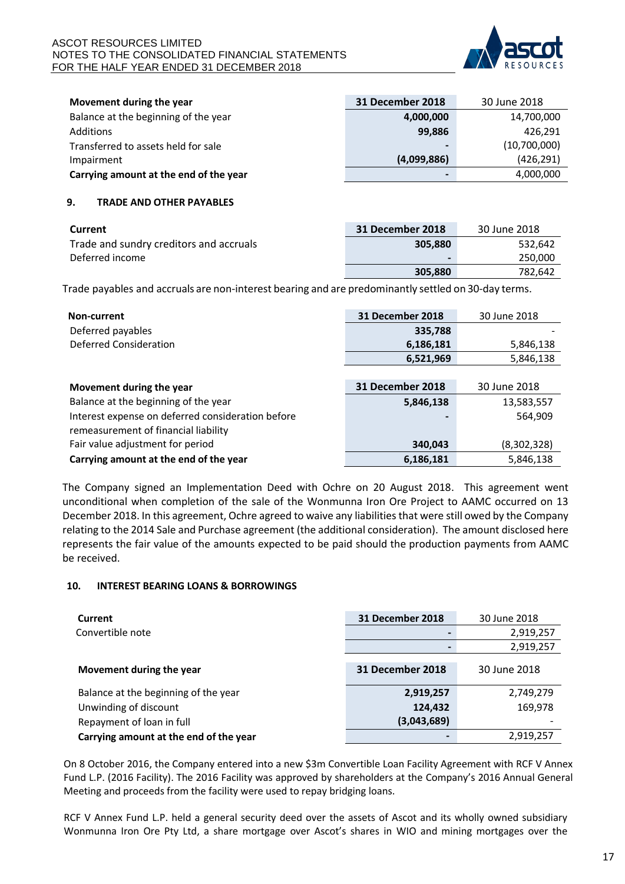| Movement during the year | 31 December 2018 | 30 June 2018 |
|---|---|---|
| Balance at the beginning of the year | 4,000,000 | 14,700,000 |
| Additions | 99,886 | 426,291 |
| Transferred to assets held for sale | - | (10,700,000) |
| Impairment | (4,099,886) | (426,291) |
| **Carrying amount at the end of the year** | - | 4,000,000 |

## 9. TRADE AND OTHER PAYABLES

| Current | 31 December 2018 | 30 June 2018 |
|---|---|---|
| Trade and sundry creditors and accruals | 305,880 | 532,642 |
| Deferred income | - | 250,000 |
| | 305,880 | 782,642 |

Trade payables and accruals are non-interest bearing and are predominantly settled on 30-day terms.

| Non-current | 31 December 2018 | 30 June 2018 |
|---|---|---|
| Deferred payables | 335,788 | - |
| Deferred Consideration | 6,186,181 | 5,846,138 |
| | 6,521,969 | 5,846,138 |

| Movement during the year | 31 December 2018 | 30 June 2018 |
|---|---|---|
| Balance at the beginning of the year | 5,846,138 | 13,583,557 |
| Interest expense on deferred consideration before remeasurement of financial liability | - | 564,909 |
| Fair value adjustment for period | 340,043 | (8,302,328) |
| **Carrying amount at the end of the year** | 6,186,181 | 5,846,138 |

The Company signed an Implementation Deed with Ochre on 20 August 2018. This agreement went unconditional when completion of the sale of the Wonmunna Iron Ore Project to AAMC occurred on 13 December 2018. In this agreement, Ochre agreed to waive any liabilities that were still owed by the Company relating to the 2014 Sale and Purchase agreement (the additional consideration). The amount disclosed here represents the fair value of the amounts expected to be paid should the production payments from AAMC be received.

## 10. INTEREST BEARING LOANS & BORROWINGS

| Current | 31 December 2018 | 30 June 2018 |
|---|---|---|
| Convertible note | - | 2,919,257 |
| | - | 2,919,257 |

| Movement during the year | 31 December 2018 | 30 June 2018 |
|---|---|---|
| Balance at the beginning of the year | 2,919,257 | 2,749,279 |
| Unwinding of discount | 124,432 | 169,978 |
| Repayment of loan in full | (3,043,689) | - |
| **Carrying amount at the end of the year** | - | 2,919,257 |

On 8 October 2016, the Company entered into a new $3m Convertible Loan Facility Agreement with RCF V Annex Fund L.P. (2016 Facility). The 2016 Facility was approved by shareholders at the Company's 2016 Annual General Meeting and proceeds from the facility were used to repay bridging loans.

RCF V Annex Fund L.P. held a general security deed over the assets of Ascot and its wholly owned subsidiary Wonmunna Iron Ore Pty Ltd, a share mortgage over Ascot's shares in WIO and mining mortgages over the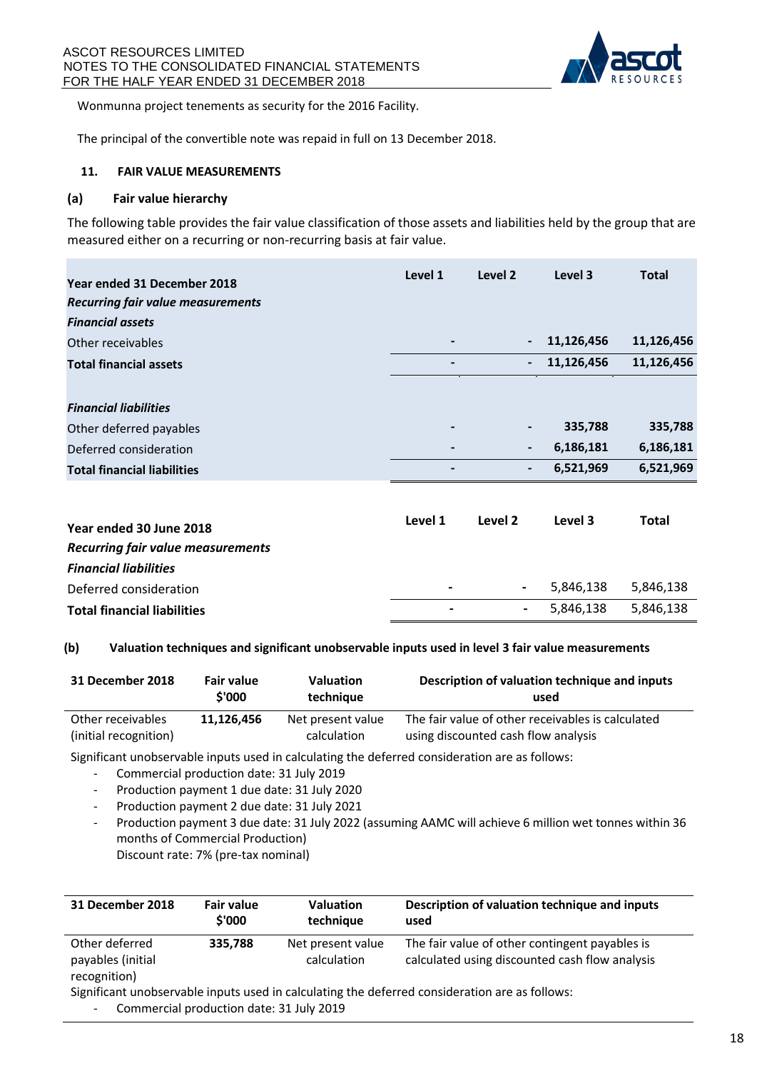Wonmunna project tenements as security for the 2016 Facility.

The principal of the convertible note was repaid in full on 13 December 2018.

## 11. FAIR VALUE MEASUREMENTS

### (a) Fair value hierarchy

The following table provides the fair value classification of those assets and liabilities held by the group that are measured either on a recurring or non-recurring basis at fair value.

| Year ended 31 December 2018 | Level 1 | Level 2 | Level 3 | Total |
|---|---|---|---|---|
| ***Recurring fair value measurements*** | | | | |
| ***Financial assets*** | | | | |
| Other receivables | - | - | 11,126,456 | 11,126,456 |
| **Total financial assets** | **-** | **-** | **11,126,456** | **11,126,456** |
| | | | | |
| ***Financial liabilities*** | | | | |
| Other deferred payables | - | - | 335,788 | 335,788 |
| Deferred consideration | - | - | 6,186,181 | 6,186,181 |
| **Total financial liabilities** | **-** | **-** | **6,521,969** | **6,521,969** |

| Year ended 30 June 2018 | Level 1 | Level 2 | Level 3 | Total |
|---|---|---|---|---|
| ***Recurring fair value measurements*** | | | | |
| ***Financial liabilities*** | | | | |
| Deferred consideration | - | - | 5,846,138 | 5,846,138 |
| **Total financial liabilities** | - | - | 5,846,138 | 5,846,138 |

### (b) Valuation techniques and significant unobservable inputs used in level 3 fair value measurements

| 31 December 2018 | Fair value $'000 | Valuation technique | Description of valuation technique and inputs used |
|---|---|---|---|
| Other receivables (initial recognition) | 11,126,456 | Net present value calculation | The fair value of other receivables is calculated using discounted cash flow analysis |

Significant unobservable inputs used in calculating the deferred consideration are as follows:

- Commercial production date: 31 July 2019
- Production payment 1 due date: 31 July 2020
- Production payment 2 due date: 31 July 2021
- Production payment 3 due date: 31 July 2022 (assuming AAMC will achieve 6 million wet tonnes within 36 months of Commercial Production)
  Discount rate: 7% (pre-tax nominal)

| 31 December 2018 | Fair value $'000 | Valuation technique | Description of valuation technique and inputs used |
|---|---|---|---|
| Other deferred payables (initial recognition) | 335,788 | Net present value calculation | The fair value of other contingent payables is calculated using discounted cash flow analysis |

Significant unobservable inputs used in calculating the deferred consideration are as follows:

- Commercial production date: 31 July 2019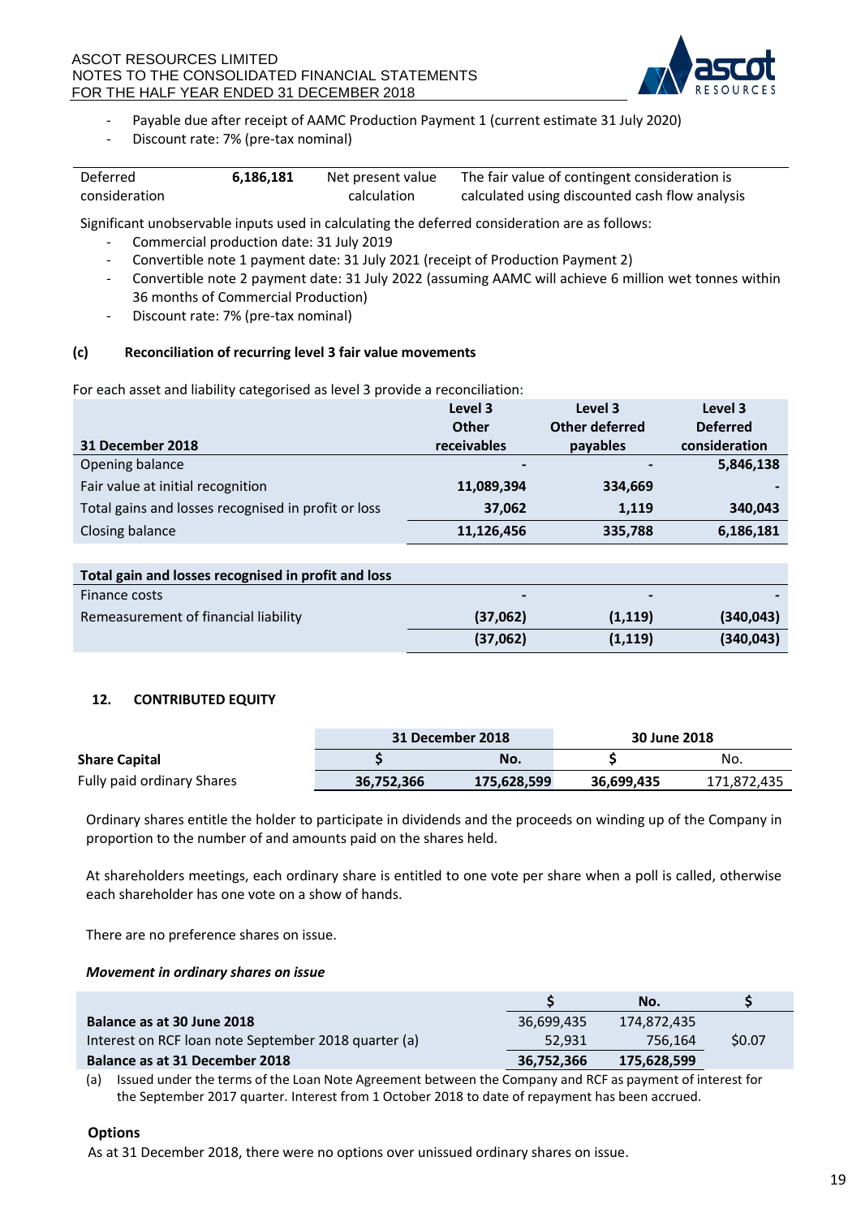- Payable due after receipt of AAMC Production Payment 1 (current estimate 31 July 2020)
- Discount rate: 7% (pre-tax nominal)

| | | | |
|---|---|---|---|
| Deferred consideration | **6,186,181** | Net present value calculation | The fair value of contingent consideration is calculated using discounted cash flow analysis |

Significant unobservable inputs used in calculating the deferred consideration are as follows:

- Commercial production date: 31 July 2019
- Convertible note 1 payment date: 31 July 2021 (receipt of Production Payment 2)
- Convertible note 2 payment date: 31 July 2022 (assuming AAMC will achieve 6 million wet tonnes within 36 months of Commercial Production)
- Discount rate: 7% (pre-tax nominal)

**(c) Reconciliation of recurring level 3 fair value movements**

For each asset and liability categorised as level 3 provide a reconciliation:

| 31 December 2018 | Level 3 Other receivables | Level 3 Other deferred payables | Level 3 Deferred consideration |
|---|---|---|---|
| Opening balance | - | - | 5,846,138 |
| Fair value at initial recognition | 11,089,394 | 334,669 | - |
| Total gains and losses recognised in profit or loss | 37,062 | 1,119 | 340,043 |
| Closing balance | 11,126,456 | 335,788 | 6,186,181 |

| Total gain and losses recognised in profit and loss | | | |
|---|---|---|---|
| Finance costs | - | - | - |
| Remeasurement of financial liability | (37,062) | (1,119) | (340,043) |
| | (37,062) | (1,119) | (340,043) |

## 12. CONTRIBUTED EQUITY

| | 31 December 2018 | | 30 June 2018 | |
|---|---|---|---|---|
| **Share Capital** | **$** | **No.** | **$** | No. |
| Fully paid ordinary Shares | 36,752,366 | 175,628,599 | 36,699,435 | 171,872,435 |

Ordinary shares entitle the holder to participate in dividends and the proceeds on winding up of the Company in proportion to the number of and amounts paid on the shares held.

At shareholders meetings, each ordinary share is entitled to one vote per share when a poll is called, otherwise each shareholder has one vote on a show of hands.

There are no preference shares on issue.

***Movement in ordinary shares on issue***

| | $ | No. | $ |
|---|---|---|---|
| **Balance as at 30 June 2018** | 36,699,435 | 174,872,435 | |
| Interest on RCF loan note September 2018 quarter (a) | 52,931 | 756,164 | $0.07 |
| **Balance as at 31 December 2018** | 36,752,366 | 175,628,599 | |

(a) Issued under the terms of the Loan Note Agreement between the Company and RCF as payment of interest for the September 2017 quarter. Interest from 1 October 2018 to date of repayment has been accrued.

**Options**

As at 31 December 2018, there were no options over unissued ordinary shares on issue.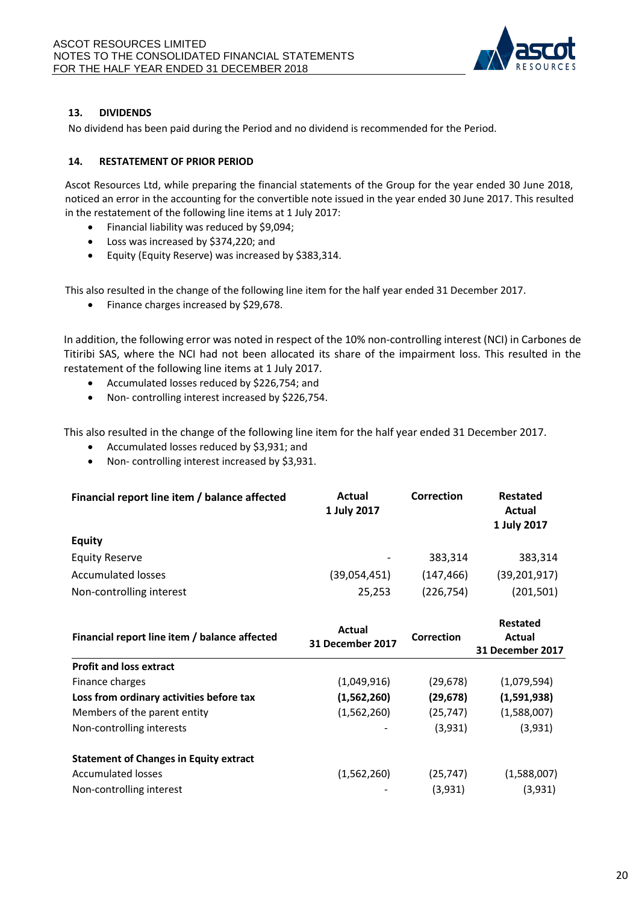## 13. DIVIDENDS

No dividend has been paid during the Period and no dividend is recommended for the Period.

## 14. RESTATEMENT OF PRIOR PERIOD

Ascot Resources Ltd, while preparing the financial statements of the Group for the year ended 30 June 2018, noticed an error in the accounting for the convertible note issued in the year ended 30 June 2017. This resulted in the restatement of the following line items at 1 July 2017:

- Financial liability was reduced by $9,094;
- Loss was increased by $374,220; and
- Equity (Equity Reserve) was increased by $383,314.

This also resulted in the change of the following line item for the half year ended 31 December 2017.

- Finance charges increased by $29,678.

In addition, the following error was noted in respect of the 10% non-controlling interest (NCI) in Carbones de Titiribi SAS, where the NCI had not been allocated its share of the impairment loss. This resulted in the restatement of the following line items at 1 July 2017.

- Accumulated losses reduced by $226,754; and
- Non- controlling interest increased by $226,754.

This also resulted in the change of the following line item for the half year ended 31 December 2017.

- Accumulated losses reduced by $3,931; and
- Non- controlling interest increased by $3,931.

| **Financial report line item / balance affected** | **Actual 1 July 2017** | **Correction** | **Restated Actual 1 July 2017** |
|---|---|---|---|
| **Equity** | | | |
| Equity Reserve | - | 383,314 | 383,314 |
| Accumulated losses | (39,054,451) | (147,466) | (39,201,917) |
| Non-controlling interest | 25,253 | (226,754) | (201,501) |

| **Financial report line item / balance affected** | **Actual 31 December 2017** | **Correction** | **Restated Actual 31 December 2017** |
|---|---|---|---|
| **Profit and loss extract** | | | |
| Finance charges | (1,049,916) | (29,678) | (1,079,594) |
| **Loss from ordinary activities before tax** | **(1,562,260)** | **(29,678)** | **(1,591,938)** |
| Members of the parent entity | (1,562,260) | (25,747) | (1,588,007) |
| Non-controlling interests | - | (3,931) | (3,931) |
| | | | |
| **Statement of Changes in Equity extract** | | | |
| Accumulated losses | (1,562,260) | (25,747) | (1,588,007) |
| Non-controlling interest | - | (3,931) | (3,931) |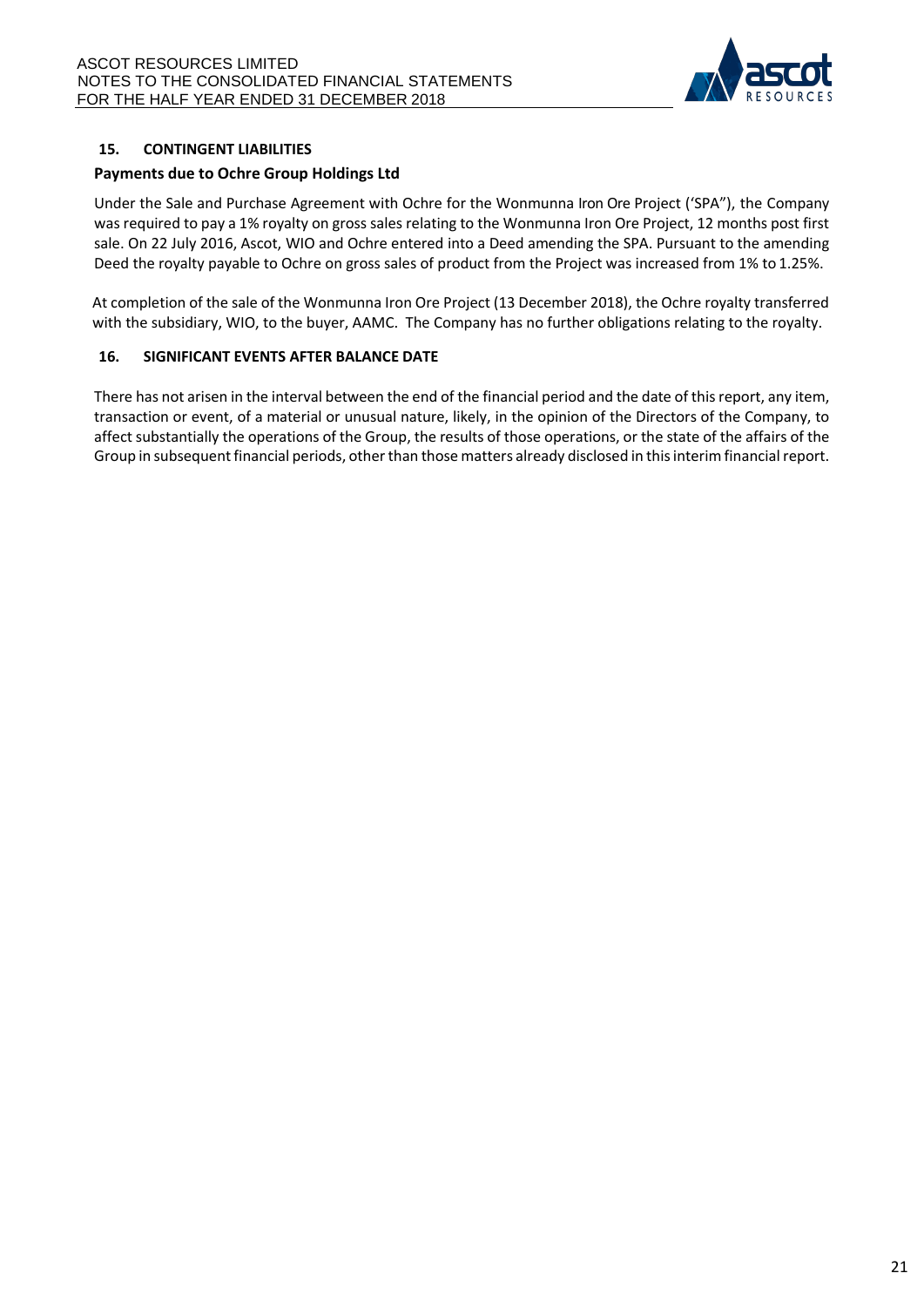## 15. CONTINGENT LIABILITIES

**Payments due to Ochre Group Holdings Ltd**

Under the Sale and Purchase Agreement with Ochre for the Wonmunna Iron Ore Project ('SPA"), the Company was required to pay a 1% royalty on gross sales relating to the Wonmunna Iron Ore Project, 12 months post first sale. On 22 July 2016, Ascot, WIO and Ochre entered into a Deed amending the SPA. Pursuant to the amending Deed the royalty payable to Ochre on gross sales of product from the Project was increased from 1% to 1.25%.

At completion of the sale of the Wonmunna Iron Ore Project (13 December 2018), the Ochre royalty transferred with the subsidiary, WIO, to the buyer, AAMC. The Company has no further obligations relating to the royalty.

## 16. SIGNIFICANT EVENTS AFTER BALANCE DATE

There has not arisen in the interval between the end of the financial period and the date of this report, any item, transaction or event, of a material or unusual nature, likely, in the opinion of the Directors of the Company, to affect substantially the operations of the Group, the results of those operations, or the state of the affairs of the Group in subsequent financial periods, other than those matters already disclosed in this interim financial report.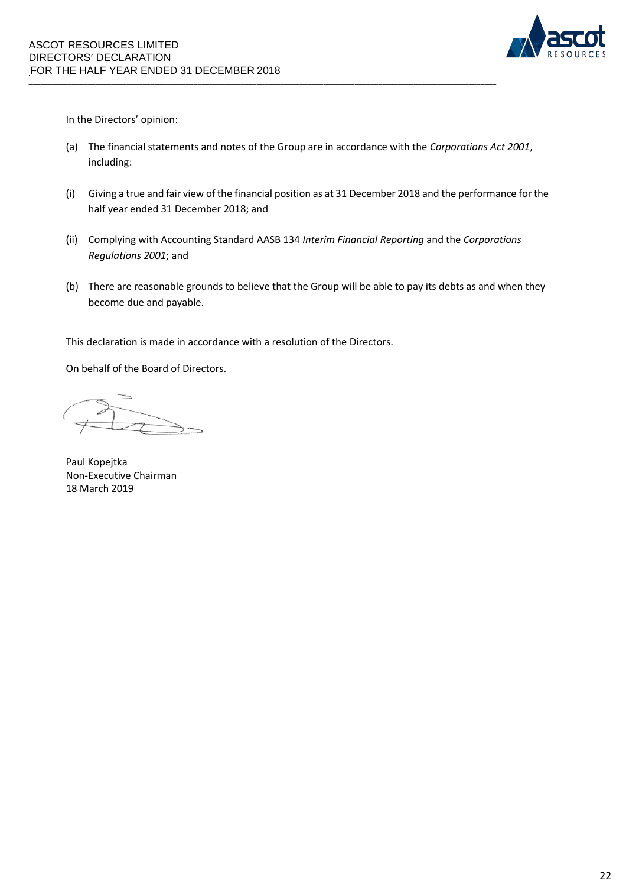ASCOT RESOURCES LIMITED
DIRECTORS' DECLARATION
FOR THE HALF YEAR ENDED 31 DECEMBER 2018

In the Directors' opinion:

(a) The financial statements and notes of the Group are in accordance with the *Corporations Act 2001*, including:

(i) Giving a true and fair view of the financial position as at 31 December 2018 and the performance for the half year ended 31 December 2018; and

(ii) Complying with Accounting Standard AASB 134 *Interim Financial Reporting* and the *Corporations Regulations 2001*; and

(b) There are reasonable grounds to believe that the Group will be able to pay its debts as and when they become due and payable.

This declaration is made in accordance with a resolution of the Directors.

On behalf of the Board of Directors.

Paul Kopejtka
Non-Executive Chairman
18 March 2019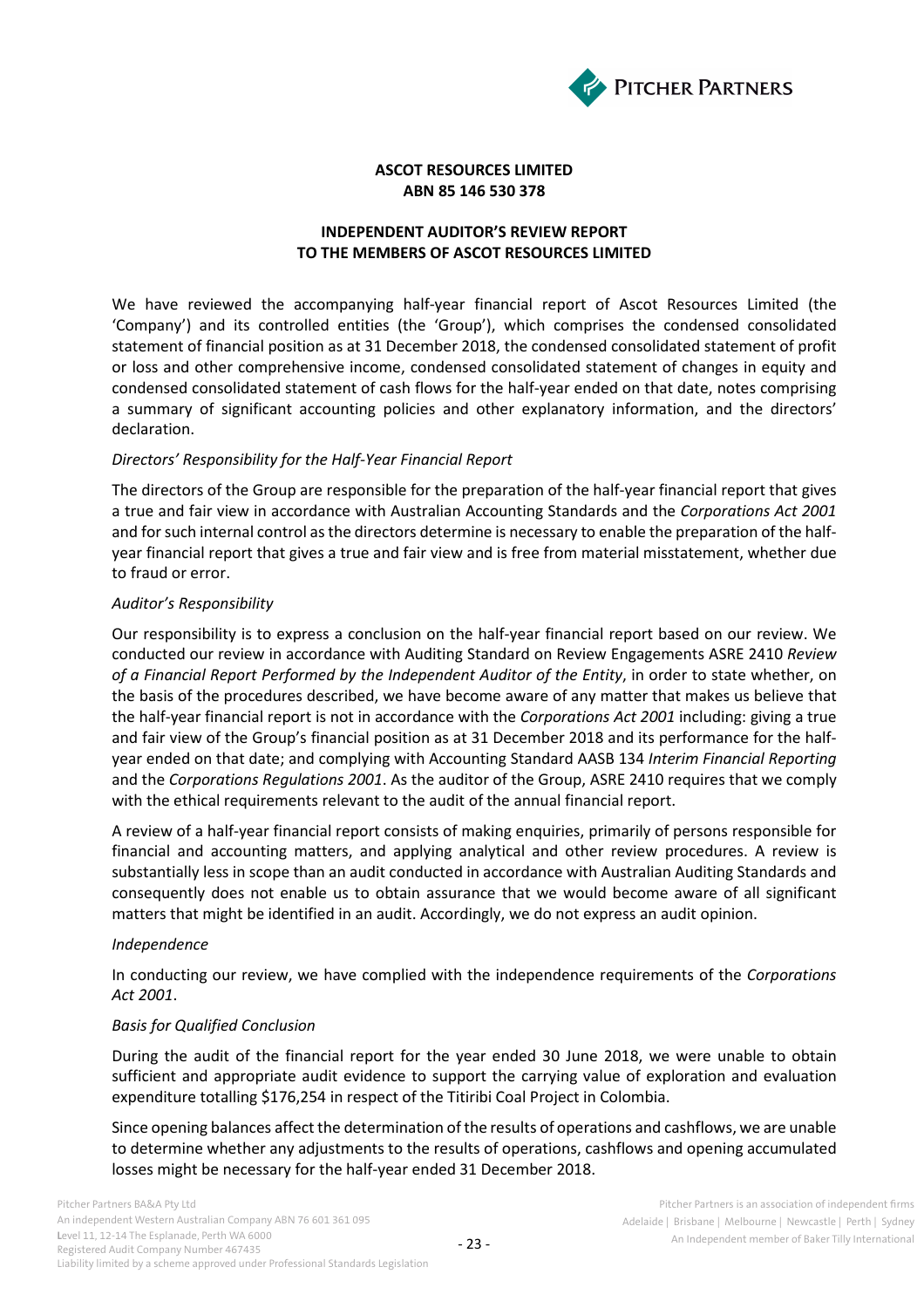**ASCOT RESOURCES LIMITED**
**ABN 85 146 530 378**

**INDEPENDENT AUDITOR'S REVIEW REPORT**
**TO THE MEMBERS OF ASCOT RESOURCES LIMITED**

We have reviewed the accompanying half-year financial report of Ascot Resources Limited (the 'Company') and its controlled entities (the 'Group'), which comprises the condensed consolidated statement of financial position as at 31 December 2018, the condensed consolidated statement of profit or loss and other comprehensive income, condensed consolidated statement of changes in equity and condensed consolidated statement of cash flows for the half-year ended on that date, notes comprising a summary of significant accounting policies and other explanatory information, and the directors' declaration.

*Directors' Responsibility for the Half-Year Financial Report*

The directors of the Group are responsible for the preparation of the half-year financial report that gives a true and fair view in accordance with Australian Accounting Standards and the *Corporations Act 2001* and for such internal control as the directors determine is necessary to enable the preparation of the half-year financial report that gives a true and fair view and is free from material misstatement, whether due to fraud or error.

*Auditor's Responsibility*

Our responsibility is to express a conclusion on the half-year financial report based on our review. We conducted our review in accordance with Auditing Standard on Review Engagements ASRE 2410 *Review of a Financial Report Performed by the Independent Auditor of the Entity*, in order to state whether, on the basis of the procedures described, we have become aware of any matter that makes us believe that the half-year financial report is not in accordance with the *Corporations Act 2001* including: giving a true and fair view of the Group's financial position as at 31 December 2018 and its performance for the half-year ended on that date; and complying with Accounting Standard AASB 134 *Interim Financial Reporting* and the *Corporations Regulations 2001*. As the auditor of the Group, ASRE 2410 requires that we comply with the ethical requirements relevant to the audit of the annual financial report.

A review of a half-year financial report consists of making enquiries, primarily of persons responsible for financial and accounting matters, and applying analytical and other review procedures. A review is substantially less in scope than an audit conducted in accordance with Australian Auditing Standards and consequently does not enable us to obtain assurance that we would become aware of all significant matters that might be identified in an audit. Accordingly, we do not express an audit opinion.

*Independence*

In conducting our review, we have complied with the independence requirements of the *Corporations Act 2001*.

*Basis for Qualified Conclusion*

During the audit of the financial report for the year ended 30 June 2018, we were unable to obtain sufficient and appropriate audit evidence to support the carrying value of exploration and evaluation expenditure totalling $176,254 in respect of the Titiribi Coal Project in Colombia.

Since opening balances affect the determination of the results of operations and cashflows, we are unable to determine whether any adjustments to the results of operations, cashflows and opening accumulated losses might be necessary for the half-year ended 31 December 2018.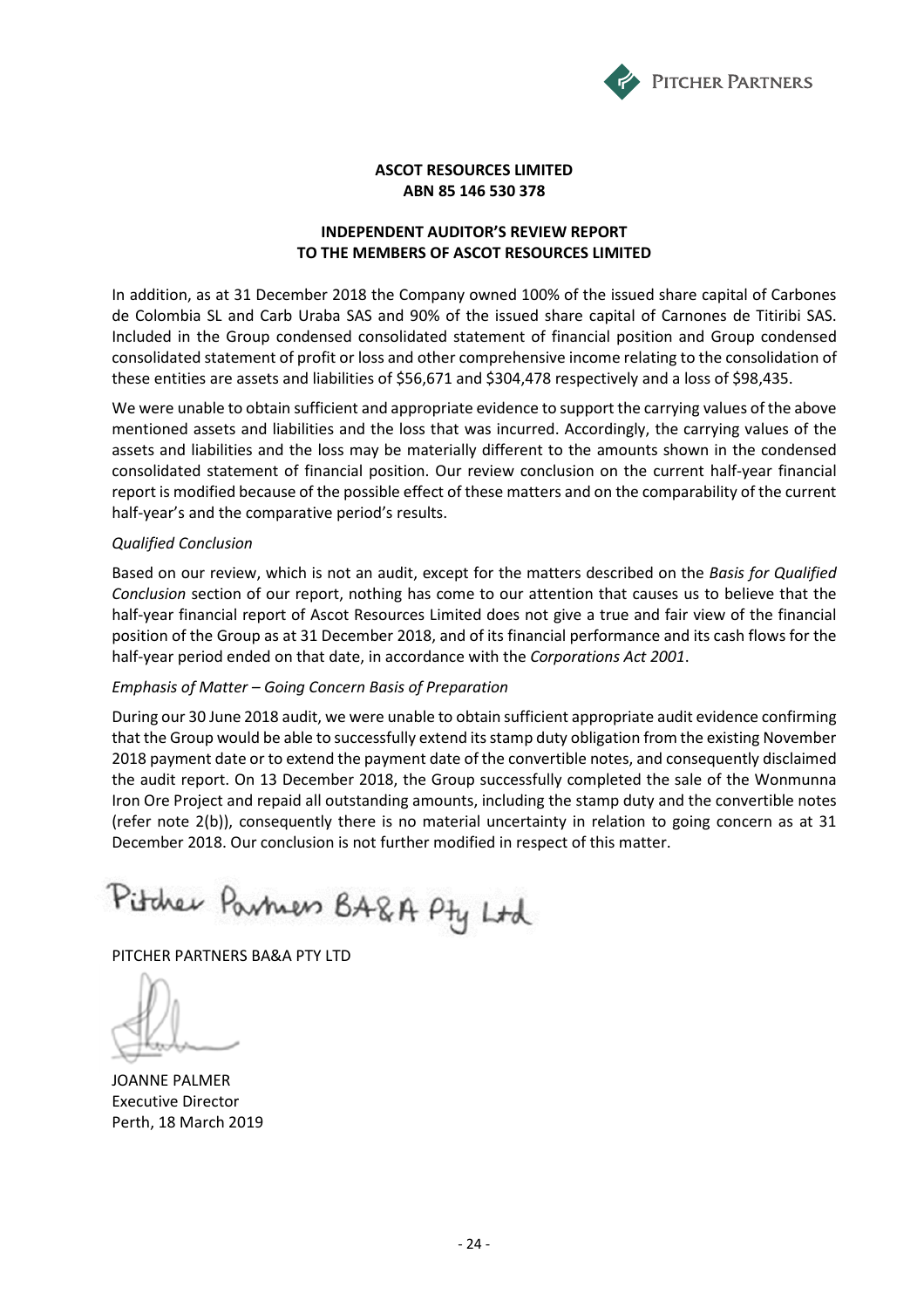**ASCOT RESOURCES LIMITED**
**ABN 85 146 530 378**

**INDEPENDENT AUDITOR'S REVIEW REPORT**
**TO THE MEMBERS OF ASCOT RESOURCES LIMITED**

In addition, as at 31 December 2018 the Company owned 100% of the issued share capital of Carbones de Colombia SL and Carb Uraba SAS and 90% of the issued share capital of Carnones de Titiribi SAS. Included in the Group condensed consolidated statement of financial position and Group condensed consolidated statement of profit or loss and other comprehensive income relating to the consolidation of these entities are assets and liabilities of $56,671 and $304,478 respectively and a loss of $98,435.

We were unable to obtain sufficient and appropriate evidence to support the carrying values of the above mentioned assets and liabilities and the loss that was incurred. Accordingly, the carrying values of the assets and liabilities and the loss may be materially different to the amounts shown in the condensed consolidated statement of financial position. Our review conclusion on the current half-year financial report is modified because of the possible effect of these matters and on the comparability of the current half-year's and the comparative period's results.

*Qualified Conclusion*

Based on our review, which is not an audit, except for the matters described on the *Basis for Qualified Conclusion* section of our report, nothing has come to our attention that causes us to believe that the half-year financial report of Ascot Resources Limited does not give a true and fair view of the financial position of the Group as at 31 December 2018, and of its financial performance and its cash flows for the half-year period ended on that date, in accordance with the *Corporations Act 2001*.

*Emphasis of Matter – Going Concern Basis of Preparation*

During our 30 June 2018 audit, we were unable to obtain sufficient appropriate audit evidence confirming that the Group would be able to successfully extend its stamp duty obligation from the existing November 2018 payment date or to extend the payment date of the convertible notes, and consequently disclaimed the audit report. On 13 December 2018, the Group successfully completed the sale of the Wonmunna Iron Ore Project and repaid all outstanding amounts, including the stamp duty and the convertible notes (refer note 2(b)), consequently there is no material uncertainty in relation to going concern as at 31 December 2018. Our conclusion is not further modified in respect of this matter.

Pitcher Partners BA&A Pty Ltd

PITCHER PARTNERS BA&A PTY LTD

JOANNE PALMER
Executive Director
Perth, 18 March 2019